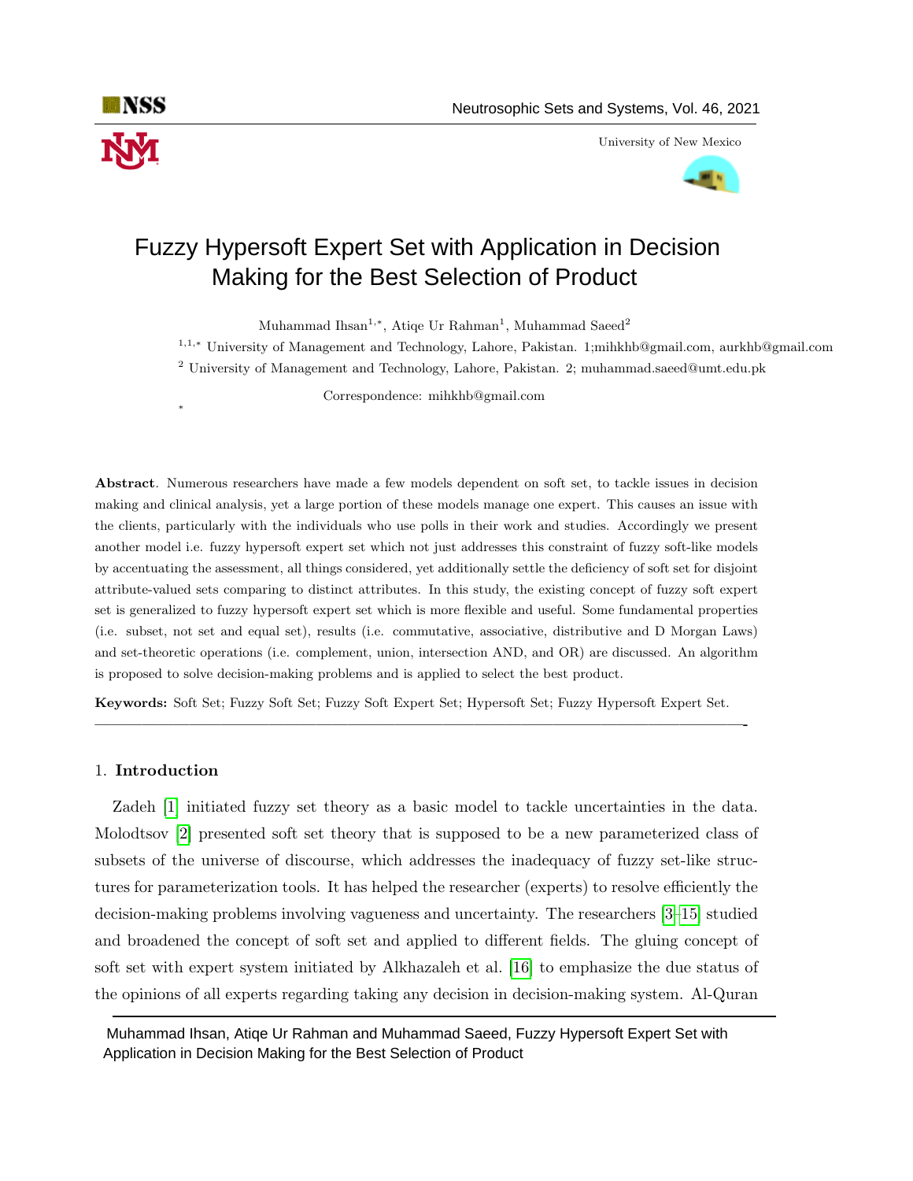# Fuzzy Hypersoft Expert Set with Application in Decision Making for the Best Selection of Product

Muhammad Ihsan[1,*], Atiqe Ur Rahman[1], Muhammad Saeed[2]

[1,1,*] University of Management and Technology, Lahore, Pakistan. 1;mihkhb@gmail.com, aurkhb@gmail.com

[2] University of Management and Technology, Lahore, Pakistan. 2; muhammad.saeed@umt.edu.pk

Correspondence: mihkhb@gmail.com

*

**Abstract**. Numerous researchers have made a few models dependent on soft set, to tackle issues in decision making and clinical analysis, yet a large portion of these models manage one expert. This causes an issue with the clients, particularly with the individuals who use polls in their work and studies. Accordingly we present another model i.e. fuzzy hypersoft expert set which not just addresses this constraint of fuzzy soft-like models by accentuating the assessment, all things considered, yet additionally settle the deficiency of soft set for disjoint attribute-valued sets comparing to distinct attributes. In this study, the existing concept of fuzzy soft expert set is generalized to fuzzy hypersoft expert set which is more flexible and useful. Some fundamental properties (i.e. subset, not set and equal set), results (i.e. commutative, associative, distributive and D Morgan Laws) and set-theoretic operations (i.e. complement, union, intersection AND, and OR) are discussed. An algorithm is proposed to solve decision-making problems and is applied to select the best product.

**Keywords:** Soft Set; Fuzzy Soft Set; Fuzzy Soft Expert Set; Hypersoft Set; Fuzzy Hypersoft Expert Set.

---

## 1. Introduction

Zadeh [1] initiated fuzzy set theory as a basic model to tackle uncertainties in the data. Molodtsov [2] presented soft set theory that is supposed to be a new parameterized class of subsets of the universe of discourse, which addresses the inadequacy of fuzzy set-like structures for parameterization tools. It has helped the researcher (experts) to resolve efficiently the decision-making problems involving vagueness and uncertainty. The researchers [3–15] studied and broadened the concept of soft set and applied to different fields. The gluing concept of soft set with expert system initiated by Alkhazaleh et al. [16] to emphasize the due status of the opinions of all experts regarding taking any decision in decision-making system. Al-Quran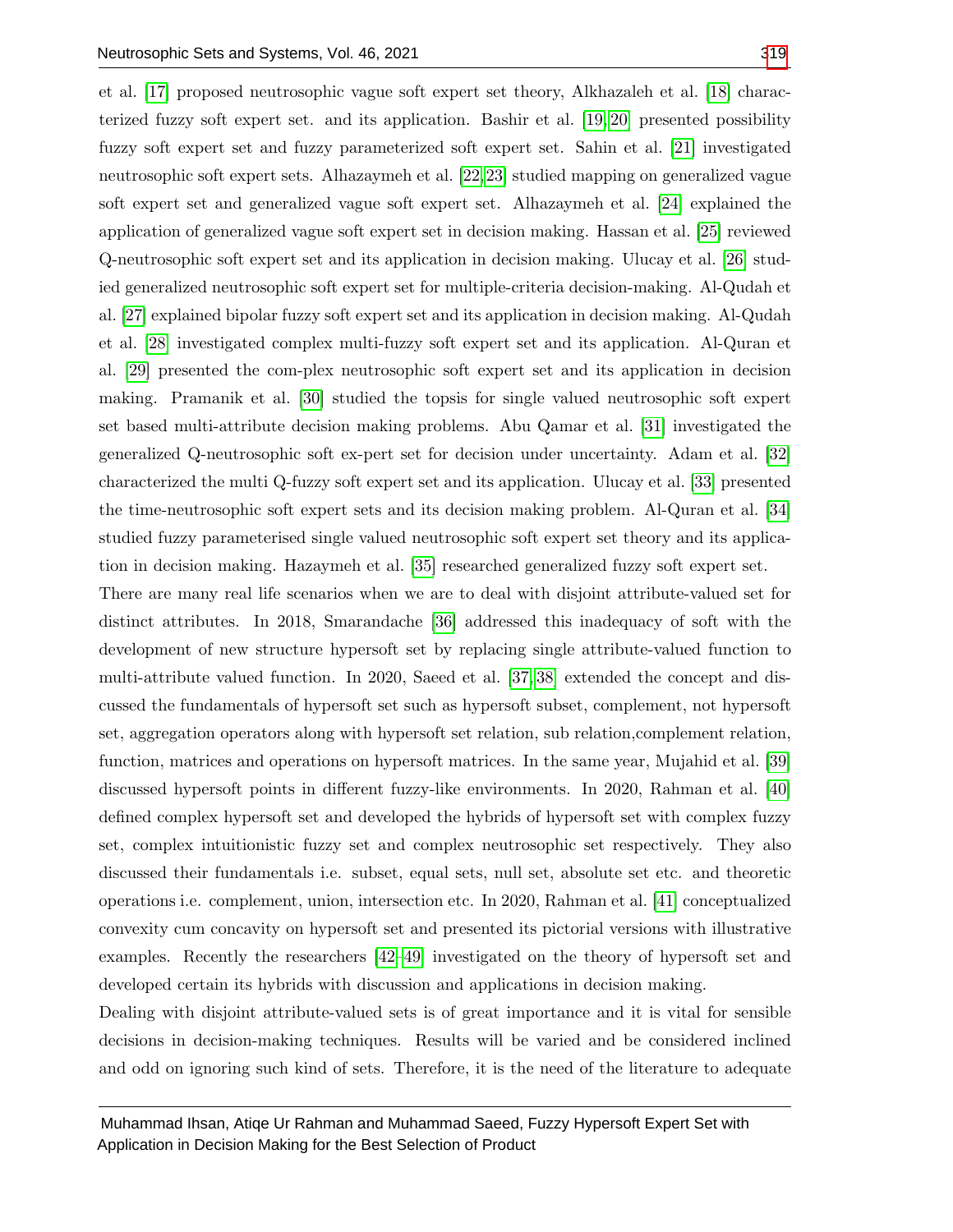et al. [17] proposed neutrosophic vague soft expert set theory, Alkhazaleh et al. [18] characterized fuzzy soft expert set. and its application. Bashir et al. [19,20] presented possibility fuzzy soft expert set and fuzzy parameterized soft expert set. Sahin et al. [21] investigated neutrosophic soft expert sets. Alhazaymeh et al. [22,23] studied mapping on generalized vague soft expert set and generalized vague soft expert set. Alhazaymeh et al. [24] explained the application of generalized vague soft expert set in decision making. Hassan et al. [25] reviewed Q-neutrosophic soft expert set and its application in decision making. Ulucay et al. [26] studied generalized neutrosophic soft expert set for multiple-criteria decision-making. Al-Qudah et al. [27] explained bipolar fuzzy soft expert set and its application in decision making. Al-Qudah et al. [28] investigated complex multi-fuzzy soft expert set and its application. Al-Quran et al. [29] presented the com-plex neutrosophic soft expert set and its application in decision making. Pramanik et al. [30] studied the topsis for single valued neutrosophic soft expert set based multi-attribute decision making problems. Abu Qamar et al. [31] investigated the generalized Q-neutrosophic soft ex-pert set for decision under uncertainty. Adam et al. [32] characterized the multi Q-fuzzy soft expert set and its application. Ulucay et al. [33] presented the time-neutrosophic soft expert sets and its decision making problem. Al-Quran et al. [34] studied fuzzy parameterised single valued neutrosophic soft expert set theory and its application in decision making. Hazaymeh et al. [35] researched generalized fuzzy soft expert set.

There are many real life scenarios when we are to deal with disjoint attribute-valued set for distinct attributes. In 2018, Smarandache [36] addressed this inadequacy of soft with the development of new structure hypersoft set by replacing single attribute-valued function to multi-attribute valued function. In 2020, Saeed et al. [37,38] extended the concept and discussed the fundamentals of hypersoft set such as hypersoft subset, complement, not hypersoft set, aggregation operators along with hypersoft set relation, sub relation,complement relation, function, matrices and operations on hypersoft matrices. In the same year, Mujahid et al. [39] discussed hypersoft points in different fuzzy-like environments. In 2020, Rahman et al. [40] defined complex hypersoft set and developed the hybrids of hypersoft set with complex fuzzy set, complex intuitionistic fuzzy set and complex neutrosophic set respectively. They also discussed their fundamentals i.e. subset, equal sets, null set, absolute set etc. and theoretic operations i.e. complement, union, intersection etc. In 2020, Rahman et al. [41] conceptualized convexity cum concavity on hypersoft set and presented its pictorial versions with illustrative examples. Recently the researchers [42–49] investigated on the theory of hypersoft set and developed certain its hybrids with discussion and applications in decision making.

Dealing with disjoint attribute-valued sets is of great importance and it is vital for sensible decisions in decision-making techniques. Results will be varied and be considered inclined and odd on ignoring such kind of sets. Therefore, it is the need of the literature to adequate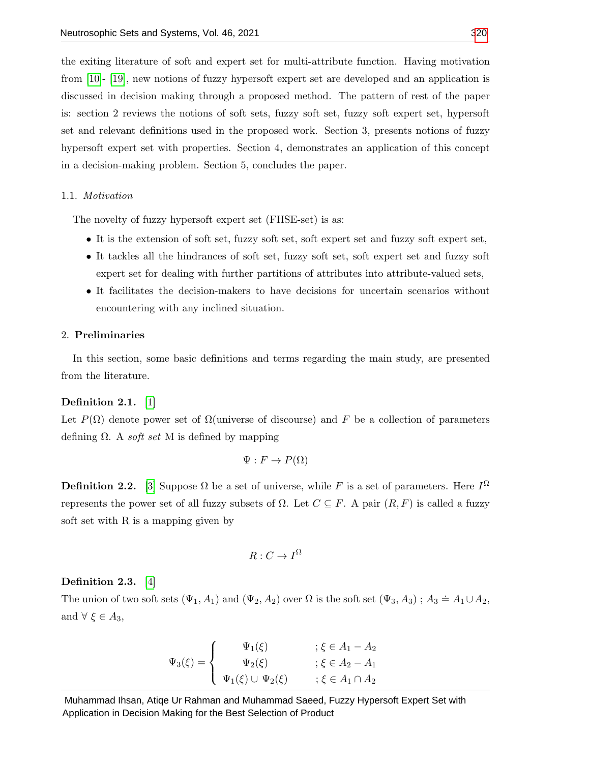the exiting literature of soft and expert set for multi-attribute function. Having motivation from [10]- [19], new notions of fuzzy hypersoft expert set are developed and an application is discussed in decision making through a proposed method. The pattern of rest of the paper is: section 2 reviews the notions of soft sets, fuzzy soft set, fuzzy soft expert set, hypersoft set and relevant definitions used in the proposed work. Section 3, presents notions of fuzzy hypersoft expert set with properties. Section 4, demonstrates an application of this concept in a decision-making problem. Section 5, concludes the paper.

### 1.1. *Motivation*

The novelty of fuzzy hypersoft expert set (FHSE-set) is as:

- It is the extension of soft set, fuzzy soft set, soft expert set and fuzzy soft expert set,
- It tackles all the hindrances of soft set, fuzzy soft set, soft expert set and fuzzy soft expert set for dealing with further partitions of attributes into attribute-valued sets,
- It facilitates the decision-makers to have decisions for uncertain scenarios without encountering with any inclined situation.

## 2. **Preliminaries**

In this section, some basic definitions and terms regarding the main study, are presented from the literature.

**Definition 2.1.** [1]
Let $P(\Omega)$ denote power set of $\Omega$(universe of discourse) and $F$ be a collection of parameters defining $\Omega$. A *soft set* M is defined by mapping

$$\Psi : F \rightarrow P(\Omega)$$

**Definition 2.2.** [3] Suppose $\Omega$ be a set of universe, while $F$ is a set of parameters. Here $I^{\Omega}$ represents the power set of all fuzzy subsets of $\Omega$. Let $C \subseteq F$. A pair $(R, F)$ is called a fuzzy soft set with R is a mapping given by

$$R : C \rightarrow I^{\Omega}$$

**Definition 2.3.** [4]
The union of two soft sets $(\Psi_1, A_1)$ and $(\Psi_2, A_2)$ over $\Omega$ is the soft set $(\Psi_3, A_3)$ ; $A_3 \doteq A_1 \cup A_2$, and $\forall\ \xi \in A_3$,

$$\Psi_3(\xi) = \begin{cases} \Psi_1(\xi) & ; \xi \in A_1 - A_2 \\ \Psi_2(\xi) & ; \xi \in A_2 - A_1 \\ \Psi_1(\xi) \cup \Psi_2(\xi) & ; \xi \in A_1 \cap A_2 \end{cases}$$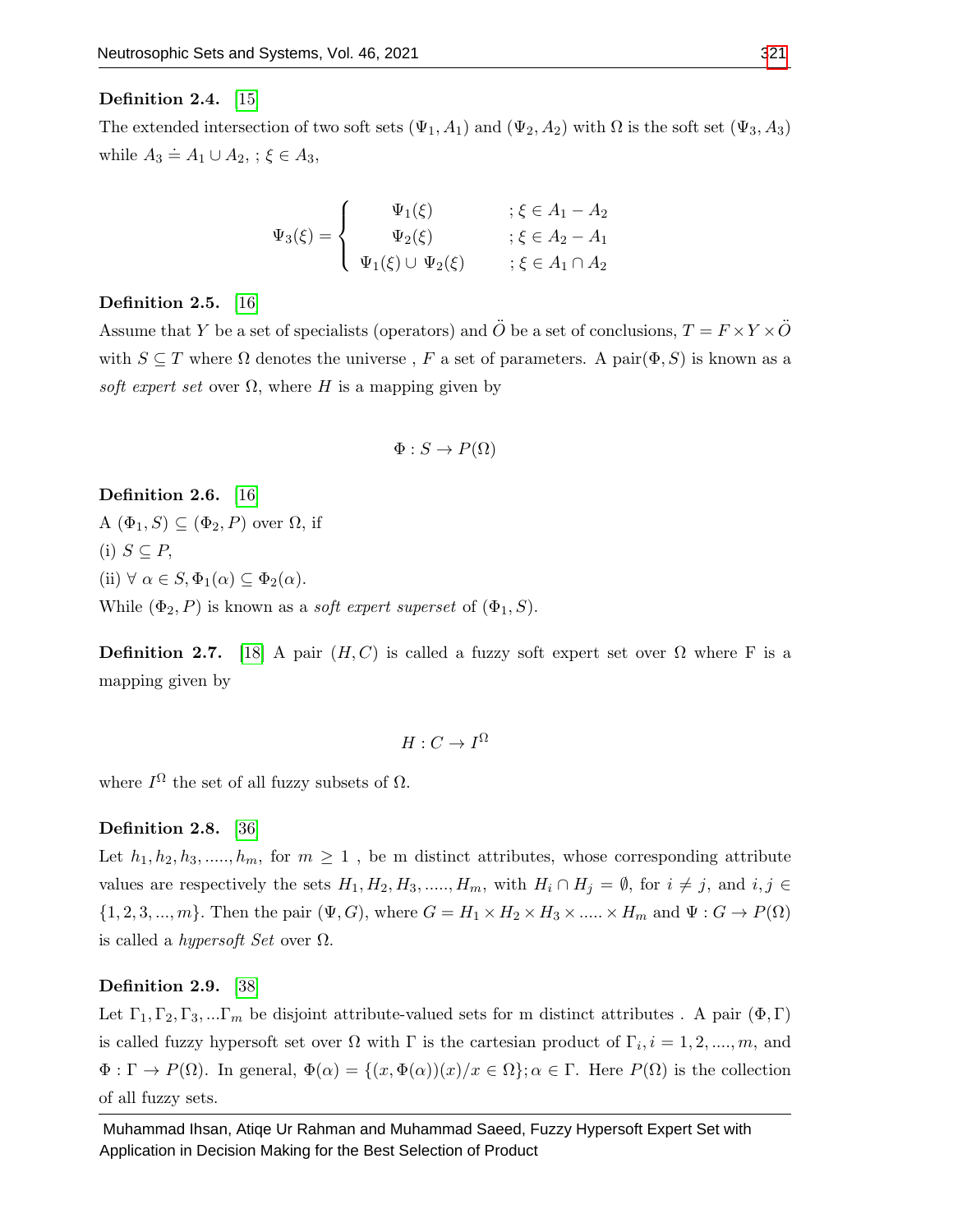**Definition 2.4.** [15]

The extended intersection of two soft sets $(\Psi_1, A_1)$ and $(\Psi_2, A_2)$ with $\Omega$ is the soft set $(\Psi_3, A_3)$ while $A_3 \doteq A_1 \cup A_2$, ; $\xi \in A_3$,

$$\Psi_3(\xi) = \begin{cases} \Psi_1(\xi) & ; \xi \in A_1 - A_2 \\ \Psi_2(\xi) & ; \xi \in A_2 - A_1 \\ \Psi_1(\xi) \cup \Psi_2(\xi) & ; \xi \in A_1 \cap A_2 \end{cases}$$

**Definition 2.5.** [16]

Assume that $Y$ be a set of specialists (operators) and $\ddot{O}$ be a set of conclusions, $T = F \times Y \times \ddot{O}$ with $S \subseteq T$ where $\Omega$ denotes the universe , $F$ a set of parameters. A pair$(\Phi, S)$ is known as a *soft expert set* over $\Omega$, where $H$ is a mapping given by

$$\Phi : S \rightarrow P(\Omega)$$

**Definition 2.6.** [16]

A $(\Phi_1, S) \subseteq (\Phi_2, P)$ over $\Omega$, if

(i) $S \subseteq P$,

(ii) $\forall\ \alpha \in S, \Phi_1(\alpha) \subseteq \Phi_2(\alpha)$.

While $(\Phi_2, P)$ is known as a *soft expert superset* of $(\Phi_1, S)$.

**Definition 2.7.** [18] A pair $(H, C)$ is called a fuzzy soft expert set over $\Omega$ where F is a mapping given by

$$H : C \rightarrow I^{\Omega}$$

where $I^{\Omega}$ the set of all fuzzy subsets of $\Omega$.

**Definition 2.8.** [36]

Let $h_1, h_2, h_3, ....., h_m$, for $m \geq 1$ , be m distinct attributes, whose corresponding attribute values are respectively the sets $H_1, H_2, H_3, ....., H_m$, with $H_i \cap H_j = \emptyset$, for $i \neq j$, and $i, j \in \{1, 2, 3, ..., m\}$. Then the pair $(\Psi, G)$, where $G = H_1 \times H_2 \times H_3 \times ..... \times H_m$ and $\Psi : G \rightarrow P(\Omega)$ is called a *hypersoft Set* over $\Omega$.

**Definition 2.9.** [38]

Let $\Gamma_1, \Gamma_2, \Gamma_3, ...\Gamma_m$ be disjoint attribute-valued sets for m distinct attributes . A pair $(\Phi, \Gamma)$ is called fuzzy hypersoft set over $\Omega$ with $\Gamma$ is the cartesian product of $\Gamma_i, i = 1, 2, ...., m$, and $\Phi : \Gamma \rightarrow P(\Omega)$. In general, $\Phi(\alpha) = \{(x, \Phi(\alpha))(x)/x \in \Omega\}; \alpha \in \Gamma$. Here $P(\Omega)$ is the collection of all fuzzy sets.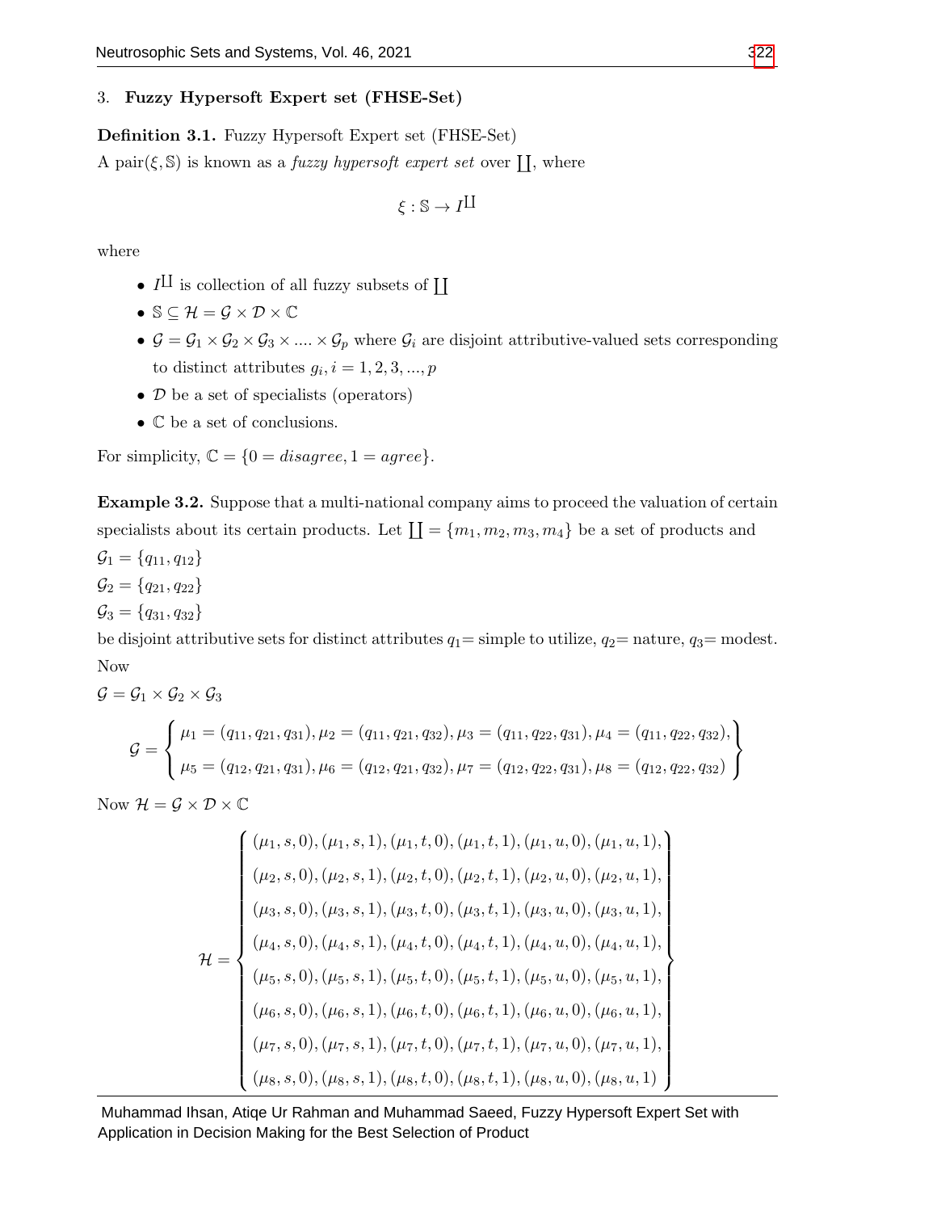## 3. Fuzzy Hypersoft Expert set (FHSE-Set)

**Definition 3.1.** Fuzzy Hypersoft Expert set (FHSE-Set)
A pair$(\xi, \mathbb{S})$ is known as a *fuzzy hypersoft expert set* over $\coprod$, where

$$\xi : \mathbb{S} \rightarrow I^{\coprod}$$

where

- $I^{\coprod}$ is collection of all fuzzy subsets of $\coprod$
- $\mathbb{S} \subseteq \mathcal{H} = \mathcal{G} \times \mathcal{D} \times \mathbb{C}$
- $\mathcal{G} = \mathcal{G}_1 \times \mathcal{G}_2 \times \mathcal{G}_3 \times .... \times \mathcal{G}_p$ where $\mathcal{G}_i$ are disjoint attributive-valued sets corresponding to distinct attributes $g_i, i = 1, 2, 3, ..., p$
- $\mathcal{D}$ be a set of specialists (operators)
- $\mathbb{C}$ be a set of conclusions.

For simplicity, $\mathbb{C} = \{0 = disagree, 1 = agree\}$.

**Example 3.2.** Suppose that a multi-national company aims to proceed the valuation of certain specialists about its certain products. Let $\coprod = \{m_1, m_2, m_3, m_4\}$ be a set of products and
$\mathcal{G}_1 = \{q_{11}, q_{12}\}$
$\mathcal{G}_2 = \{q_{21}, q_{22}\}$
$\mathcal{G}_3 = \{q_{31}, q_{32}\}$
be disjoint attributive sets for distinct attributes $q_1$= simple to utilize, $q_2$= nature, $q_3$= modest.
Now
$\mathcal{G} = \mathcal{G}_1 \times \mathcal{G}_2 \times \mathcal{G}_3$

$$\mathcal{G} = \left\{ \begin{array}{l} \mu_1 = (q_{11}, q_{21}, q_{31}), \mu_2 = (q_{11}, q_{21}, q_{32}), \mu_3 = (q_{11}, q_{22}, q_{31}), \mu_4 = (q_{11}, q_{22}, q_{32}), \\ \mu_5 = (q_{12}, q_{21}, q_{31}), \mu_6 = (q_{12}, q_{21}, q_{32}), \mu_7 = (q_{12}, q_{22}, q_{31}), \mu_8 = (q_{12}, q_{22}, q_{32}) \end{array} \right\}$$

Now $\mathcal{H} = \mathcal{G} \times \mathcal{D} \times \mathbb{C}$

$$\mathcal{H} = \left\{ \begin{array}{l} (\mu_1, s, 0), (\mu_1, s, 1), (\mu_1, t, 0), (\mu_1, t, 1), (\mu_1, u, 0), (\mu_1, u, 1), \\ (\mu_2, s, 0), (\mu_2, s, 1), (\mu_2, t, 0), (\mu_2, t, 1), (\mu_2, u, 0), (\mu_2, u, 1), \\ (\mu_3, s, 0), (\mu_3, s, 1), (\mu_3, t, 0), (\mu_3, t, 1), (\mu_3, u, 0), (\mu_3, u, 1), \\ (\mu_4, s, 0), (\mu_4, s, 1), (\mu_4, t, 0), (\mu_4, t, 1), (\mu_4, u, 0), (\mu_4, u, 1), \\ (\mu_5, s, 0), (\mu_5, s, 1), (\mu_5, t, 0), (\mu_5, t, 1), (\mu_5, u, 0), (\mu_5, u, 1), \\ (\mu_6, s, 0), (\mu_6, s, 1), (\mu_6, t, 0), (\mu_6, t, 1), (\mu_6, u, 0), (\mu_6, u, 1), \\ (\mu_7, s, 0), (\mu_7, s, 1), (\mu_7, t, 0), (\mu_7, t, 1), (\mu_7, u, 0), (\mu_7, u, 1), \\ (\mu_8, s, 0), (\mu_8, s, 1), (\mu_8, t, 0), (\mu_8, t, 1), (\mu_8, u, 0), (\mu_8, u, 1) \end{array} \right\}$$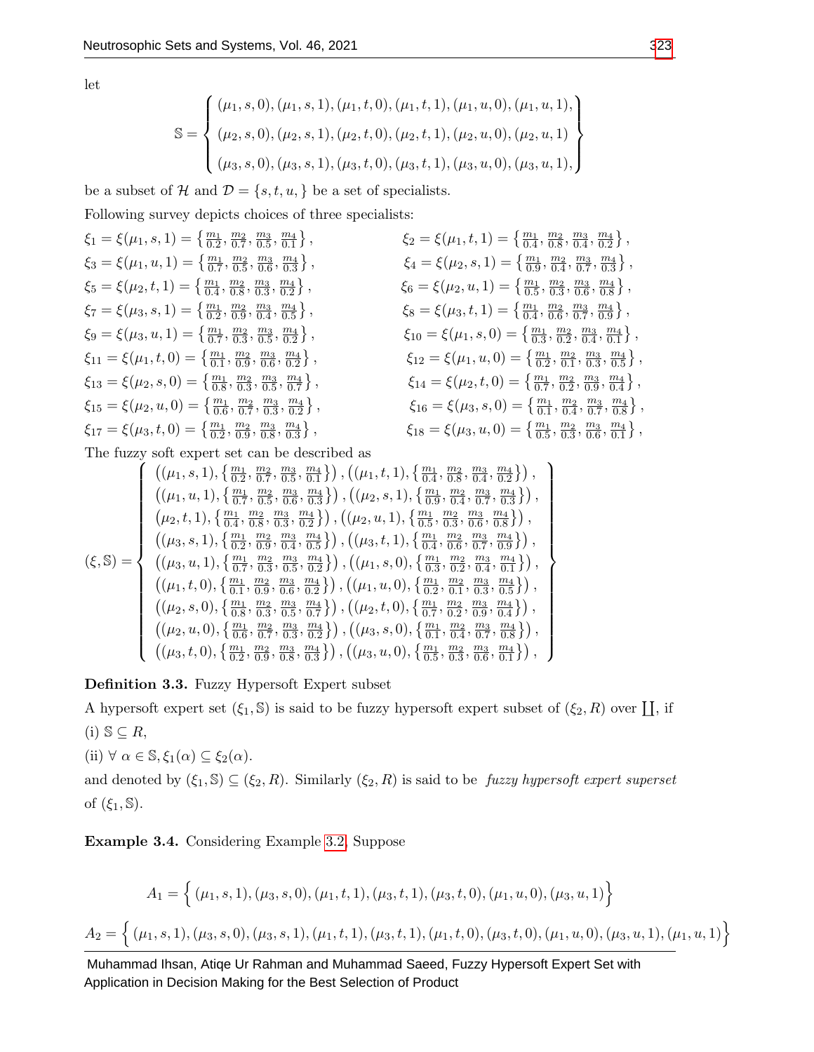let

$$\mathbb{S} = \left\{ \begin{array}{l} (\mu_1, s, 0), (\mu_1, s, 1), (\mu_1, t, 0), (\mu_1, t, 1), (\mu_1, u, 0), (\mu_1, u, 1), \\ (\mu_2, s, 0), (\mu_2, s, 1), (\mu_2, t, 0), (\mu_2, t, 1), (\mu_2, u, 0), (\mu_2, u, 1) \\ (\mu_3, s, 0), (\mu_3, s, 1), (\mu_3, t, 0), (\mu_3, t, 1), (\mu_3, u, 0), (\mu_3, u, 1), \end{array} \right\}$$

be a subset of $\mathcal{H}$ and $\mathcal{D} = \{s, t, u, \}$ be a set of specialists.

Following survey depicts choices of three specialists:

$\xi_1 = \xi(\mu_1, s, 1) = \left\{ \frac{m_1}{0.2}, \frac{m_2}{0.7}, \frac{m_3}{0.5}, \frac{m_4}{0.1} \right\}$, $\xi_2 = \xi(\mu_1, t, 1) = \left\{ \frac{m_1}{0.4}, \frac{m_2}{0.8}, \frac{m_3}{0.4}, \frac{m_4}{0.2} \right\}$,

$\xi_3 = \xi(\mu_1, u, 1) = \left\{ \frac{m_1}{0.7}, \frac{m_2}{0.5}, \frac{m_3}{0.6}, \frac{m_4}{0.3} \right\}$, $\xi_4 = \xi(\mu_2, s, 1) = \left\{ \frac{m_1}{0.9}, \frac{m_2}{0.4}, \frac{m_3}{0.7}, \frac{m_4}{0.3} \right\}$,

$\xi_5 = \xi(\mu_2, t, 1) = \left\{ \frac{m_1}{0.4}, \frac{m_2}{0.8}, \frac{m_3}{0.3}, \frac{m_4}{0.2} \right\}$, $\xi_6 = \xi(\mu_2, u, 1) = \left\{ \frac{m_1}{0.5}, \frac{m_2}{0.3}, \frac{m_3}{0.6}, \frac{m_4}{0.8} \right\}$,

$\xi_7 = \xi(\mu_3, s, 1) = \left\{ \frac{m_1}{0.2}, \frac{m_2}{0.9}, \frac{m_3}{0.4}, \frac{m_4}{0.5} \right\}$, $\xi_8 = \xi(\mu_3, t, 1) = \left\{ \frac{m_1}{0.4}, \frac{m_2}{0.6}, \frac{m_3}{0.7}, \frac{m_4}{0.9} \right\}$,

$\xi_9 = \xi(\mu_3, u, 1) = \left\{ \frac{m_1}{0.7}, \frac{m_2}{0.3}, \frac{m_3}{0.5}, \frac{m_4}{0.2} \right\}$, $\xi_{10} = \xi(\mu_1, s, 0) = \left\{ \frac{m_1}{0.3}, \frac{m_2}{0.2}, \frac{m_3}{0.4}, \frac{m_4}{0.1} \right\}$,

$\xi_{11} = \xi(\mu_1, t, 0) = \left\{ \frac{m_1}{0.1}, \frac{m_2}{0.9}, \frac{m_3}{0.6}, \frac{m_4}{0.2} \right\}$, $\xi_{12} = \xi(\mu_1, u, 0) = \left\{ \frac{m_1}{0.2}, \frac{m_2}{0.1}, \frac{m_3}{0.3}, \frac{m_4}{0.5} \right\}$,

$\xi_{13} = \xi(\mu_2, s, 0) = \left\{ \frac{m_1}{0.8}, \frac{m_2}{0.3}, \frac{m_3}{0.5}, \frac{m_4}{0.7} \right\}$, $\xi_{14} = \xi(\mu_2, t, 0) = \left\{ \frac{m_1}{0.7}, \frac{m_2}{0.2}, \frac{m_3}{0.9}, \frac{m_4}{0.4} \right\}$,

$\xi_{15} = \xi(\mu_2, u, 0) = \left\{ \frac{m_1}{0.6}, \frac{m_2}{0.7}, \frac{m_3}{0.3}, \frac{m_4}{0.2} \right\}$, $\xi_{16} = \xi(\mu_3, s, 0) = \left\{ \frac{m_1}{0.1}, \frac{m_2}{0.4}, \frac{m_3}{0.7}, \frac{m_4}{0.8} \right\}$,

$\xi_{17} = \xi(\mu_3, t, 0) = \left\{ \frac{m_1}{0.2}, \frac{m_2}{0.9}, \frac{m_3}{0.8}, \frac{m_4}{0.3} \right\}$, $\xi_{18} = \xi(\mu_3, u, 0) = \left\{ \frac{m_1}{0.5}, \frac{m_2}{0.3}, \frac{m_3}{0.6}, \frac{m_4}{0.1} \right\}$,

The fuzzy soft expert set can be described as

$$(\xi, \mathbb{S}) = \left\{ \begin{array}{l} \left((\mu_1, s, 1), \left\{ \frac{m_1}{0.2}, \frac{m_2}{0.7}, \frac{m_3}{0.5}, \frac{m_4}{0.1} \right\}\right), \left((\mu_1, t, 1), \left\{ \frac{m_1}{0.4}, \frac{m_2}{0.8}, \frac{m_3}{0.4}, \frac{m_4}{0.2} \right\}\right), \\ \left((\mu_1, u, 1), \left\{ \frac{m_1}{0.7}, \frac{m_2}{0.5}, \frac{m_3}{0.6}, \frac{m_4}{0.3} \right\}\right), \left((\mu_2, s, 1), \left\{ \frac{m_1}{0.9}, \frac{m_2}{0.4}, \frac{m_3}{0.7}, \frac{m_4}{0.3} \right\}\right), \\ \left(\mu_2, t, 1), \left\{ \frac{m_1}{0.4}, \frac{m_2}{0.8}, \frac{m_3}{0.3}, \frac{m_4}{0.2} \right\}\right), \left((\mu_2, u, 1), \left\{ \frac{m_1}{0.5}, \frac{m_2}{0.3}, \frac{m_3}{0.6}, \frac{m_4}{0.8} \right\}\right), \\ \left((\mu_3, s, 1), \left\{ \frac{m_1}{0.2}, \frac{m_2}{0.9}, \frac{m_3}{0.4}, \frac{m_4}{0.5} \right\}\right), \left((\mu_3, t, 1), \left\{ \frac{m_1}{0.4}, \frac{m_2}{0.6}, \frac{m_3}{0.7}, \frac{m_4}{0.9} \right\}\right), \\ \left((\mu_3, u, 1), \left\{ \frac{m_1}{0.7}, \frac{m_2}{0.3}, \frac{m_3}{0.5}, \frac{m_4}{0.2} \right\}\right), \left((\mu_1, s, 0), \left\{ \frac{m_1}{0.3}, \frac{m_2}{0.2}, \frac{m_3}{0.4}, \frac{m_4}{0.1} \right\}\right), \\ \left((\mu_1, t, 0), \left\{ \frac{m_1}{0.1}, \frac{m_2}{0.9}, \frac{m_3}{0.6}, \frac{m_4}{0.2} \right\}\right), \left((\mu_1, u, 0), \left\{ \frac{m_1}{0.2}, \frac{m_2}{0.1}, \frac{m_3}{0.3}, \frac{m_4}{0.5} \right\}\right), \\ \left((\mu_2, s, 0), \left\{ \frac{m_1}{0.8}, \frac{m_2}{0.3}, \frac{m_3}{0.5}, \frac{m_4}{0.7} \right\}\right), \left((\mu_2, t, 0), \left\{ \frac{m_1}{0.7}, \frac{m_2}{0.2}, \frac{m_3}{0.9}, \frac{m_4}{0.4} \right\}\right), \\ \left((\mu_2, u, 0), \left\{ \frac{m_1}{0.6}, \frac{m_2}{0.7}, \frac{m_3}{0.3}, \frac{m_4}{0.2} \right\}\right), \left((\mu_3, s, 0), \left\{ \frac{m_1}{0.1}, \frac{m_2}{0.4}, \frac{m_3}{0.7}, \frac{m_4}{0.8} \right\}\right), \\ \left((\mu_3, t, 0), \left\{ \frac{m_1}{0.2}, \frac{m_2}{0.9}, \frac{m_3}{0.8}, \frac{m_4}{0.3} \right\}\right), \left((\mu_3, u, 0), \left\{ \frac{m_1}{0.5}, \frac{m_2}{0.3}, \frac{m_3}{0.6}, \frac{m_4}{0.1} \right\}\right), \end{array} \right\}$$

**Definition 3.3.** Fuzzy Hypersoft Expert subset

A hypersoft expert set $(\xi_1, \mathbb{S})$ is said to be fuzzy hypersoft expert subset of $(\xi_2, R)$ over $\coprod$, if

(i) $\mathbb{S} \subseteq R$,

(ii) $\forall \ \alpha \in \mathbb{S}, \xi_1(\alpha) \subseteq \xi_2(\alpha)$.

and denoted by $(\xi_1, \mathbb{S}) \subseteq (\xi_2, R)$. Similarly $(\xi_2, R)$ is said to be *fuzzy hypersoft expert superset* of $(\xi_1, \mathbb{S})$.

**Example 3.4.** Considering Example 3.2, Suppose

$$A_1 = \Big\{ (\mu_1, s, 1), (\mu_3, s, 0), (\mu_1, t, 1), (\mu_3, t, 1), (\mu_3, t, 0), (\mu_1, u, 0), (\mu_3, u, 1) \Big\}$$

$$A_2 = \Big\{ (\mu_1, s, 1), (\mu_3, s, 0), (\mu_3, s, 1), (\mu_1, t, 1), (\mu_3, t, 1), (\mu_1, t, 0), (\mu_3, t, 0), (\mu_1, u, 0), (\mu_3, u, 1), (\mu_1, u, 1) \Big\}$$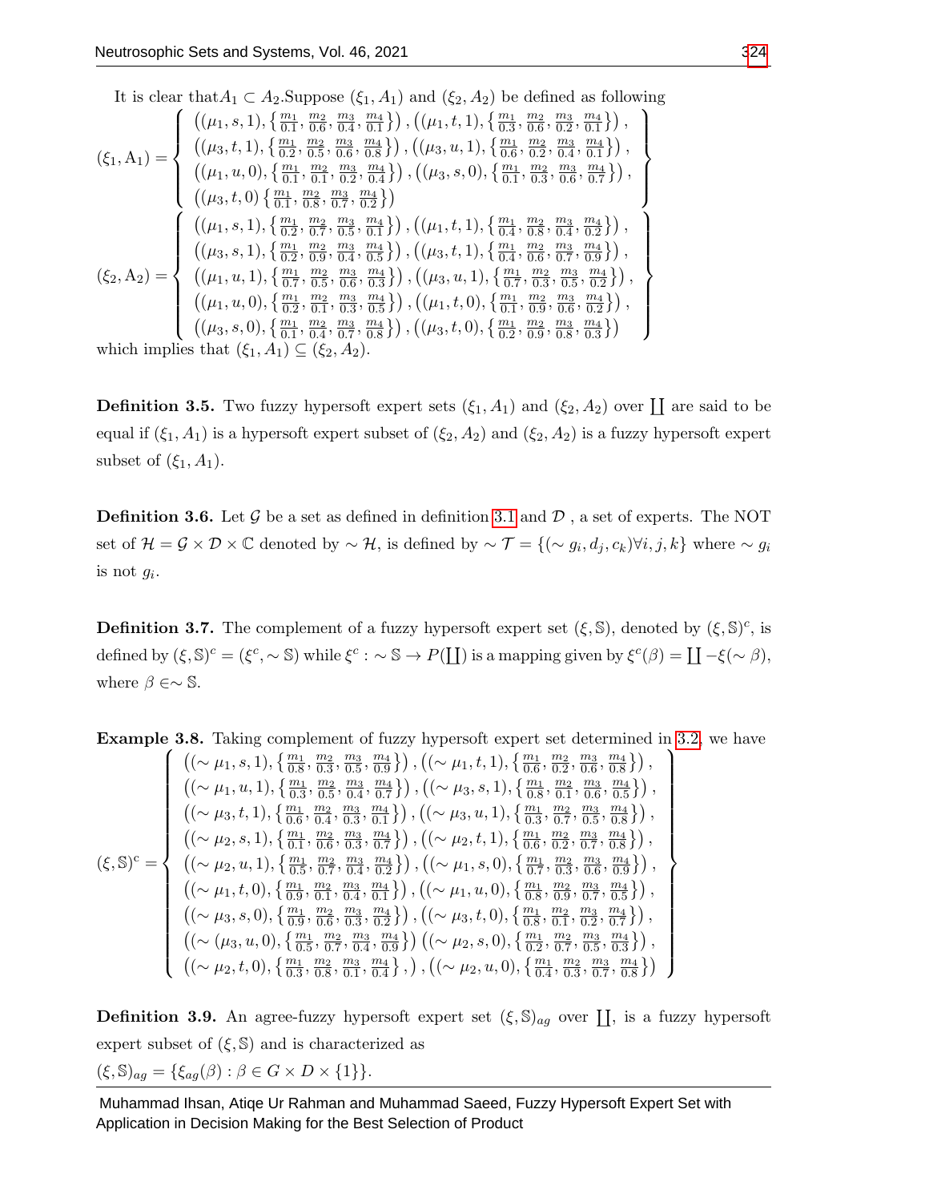It is clear that$A_1 \subset A_2$.Suppose $(\xi_1, A_1)$ and $(\xi_2, A_2)$ be defined as following

$$(\xi_1, \mathrm{A}_1) = \left\{ \begin{array}{l} \left((\mu_1, s, 1), \left\{\frac{m_1}{0.1}, \frac{m_2}{0.6}, \frac{m_3}{0.4}, \frac{m_4}{0.1}\right\}\right), \left((\mu_1, t, 1), \left\{\frac{m_1}{0.3}, \frac{m_2}{0.6}, \frac{m_3}{0.2}, \frac{m_4}{0.1}\right\}\right), \\ \left((\mu_3, t, 1), \left\{\frac{m_1}{0.2}, \frac{m_2}{0.5}, \frac{m_3}{0.6}, \frac{m_4}{0.8}\right\}\right), \left((\mu_3, u, 1), \left\{\frac{m_1}{0.6}, \frac{m_2}{0.2}, \frac{m_3}{0.4}, \frac{m_4}{0.1}\right\}\right), \\ \left((\mu_1, u, 0), \left\{\frac{m_1}{0.1}, \frac{m_2}{0.1}, \frac{m_3}{0.2}, \frac{m_4}{0.4}\right\}\right), \left((\mu_3, s, 0), \left\{\frac{m_1}{0.1}, \frac{m_2}{0.3}, \frac{m_3}{0.6}, \frac{m_4}{0.7}\right\}\right), \\ \left((\mu_3, t, 0)\left\{\frac{m_1}{0.1}, \frac{m_2}{0.8}, \frac{m_3}{0.7}, \frac{m_4}{0.2}\right\}\right) \end{array} \right\}$$

$$(\xi_2, \mathrm{A}_2) = \left\{ \begin{array}{l} \left((\mu_1, s, 1), \left\{\frac{m_1}{0.2}, \frac{m_2}{0.7}, \frac{m_3}{0.5}, \frac{m_4}{0.1}\right\}\right), \left((\mu_1, t, 1), \left\{\frac{m_1}{0.4}, \frac{m_2}{0.8}, \frac{m_3}{0.4}, \frac{m_4}{0.2}\right\}\right), \\ \left((\mu_3, s, 1), \left\{\frac{m_1}{0.2}, \frac{m_2}{0.9}, \frac{m_3}{0.4}, \frac{m_4}{0.5}\right\}\right), \left((\mu_3, t, 1), \left\{\frac{m_1}{0.4}, \frac{m_2}{0.6}, \frac{m_3}{0.7}, \frac{m_4}{0.9}\right\}\right), \\ \left((\mu_1, u, 1), \left\{\frac{m_1}{0.7}, \frac{m_2}{0.5}, \frac{m_3}{0.6}, \frac{m_4}{0.3}\right\}\right), \left((\mu_3, u, 1), \left\{\frac{m_1}{0.7}, \frac{m_2}{0.3}, \frac{m_3}{0.5}, \frac{m_4}{0.2}\right\}\right), \\ \left((\mu_1, u, 0), \left\{\frac{m_1}{0.2}, \frac{m_2}{0.1}, \frac{m_3}{0.3}, \frac{m_4}{0.5}\right\}\right), \left((\mu_1, t, 0), \left\{\frac{m_1}{0.1}, \frac{m_2}{0.9}, \frac{m_3}{0.6}, \frac{m_4}{0.2}\right\}\right), \\ \left((\mu_3, s, 0), \left\{\frac{m_1}{0.1}, \frac{m_2}{0.4}, \frac{m_3}{0.7}, \frac{m_4}{0.8}\right\}\right), \left((\mu_3, t, 0), \left\{\frac{m_1}{0.2}, \frac{m_2}{0.9}, \frac{m_3}{0.8}, \frac{m_4}{0.3}\right\}\right) \end{array} \right\}$$

which implies that $(\xi_1, A_1) \subseteq (\xi_2, A_2)$.

**Definition 3.5.** Two fuzzy hypersoft expert sets $(\xi_1, A_1)$ and $(\xi_2, A_2)$ over $\coprod$ are said to be equal if $(\xi_1, A_1)$ is a hypersoft expert subset of $(\xi_2, A_2)$ and $(\xi_2, A_2)$ is a fuzzy hypersoft expert subset of $(\xi_1, A_1)$.

**Definition 3.6.** Let $\mathcal{G}$ be a set as defined in definition 3.1 and $\mathcal{D}$ , a set of experts. The NOT set of $\mathcal{H} = \mathcal{G} \times \mathcal{D} \times \mathbb{C}$ denoted by $\sim \mathcal{H}$, is defined by $\sim \mathcal{T} = \{(\sim g_i, d_j, c_k) \forall i, j, k\}$ where $\sim g_i$ is not $g_i$.

**Definition 3.7.** The complement of a fuzzy hypersoft expert set $(\xi, \mathbb{S})$, denoted by $(\xi, \mathbb{S})^c$, is defined by $(\xi, \mathbb{S})^c = (\xi^c, \sim \mathbb{S})$ while $\xi^c : \sim \mathbb{S} \to P(\coprod)$ is a mapping given by $\xi^c(\beta) = \coprod - \xi(\sim \beta)$, where $\beta \in \sim \mathbb{S}$.

**Example 3.8.** Taking complement of fuzzy hypersoft expert set determined in 3.2, we have

$$(\xi, \mathbb{S})^c = \left\{ \begin{array}{l} \left((\sim \mu_1, s, 1), \left\{\frac{m_1}{0.8}, \frac{m_2}{0.3}, \frac{m_3}{0.5}, \frac{m_4}{0.9}\right\}\right), \left((\sim \mu_1, t, 1), \left\{\frac{m_1}{0.6}, \frac{m_2}{0.2}, \frac{m_3}{0.6}, \frac{m_4}{0.8}\right\}\right), \\ \left((\sim \mu_1, u, 1), \left\{\frac{m_1}{0.3}, \frac{m_2}{0.5}, \frac{m_3}{0.4}, \frac{m_4}{0.7}\right\}\right), \left((\sim \mu_3, s, 1), \left\{\frac{m_1}{0.8}, \frac{m_2}{0.1}, \frac{m_3}{0.6}, \frac{m_4}{0.5}\right\}\right), \\ \left((\sim \mu_3, t, 1), \left\{\frac{m_1}{0.6}, \frac{m_2}{0.4}, \frac{m_3}{0.3}, \frac{m_4}{0.1}\right\}\right), \left((\sim \mu_3, u, 1), \left\{\frac{m_1}{0.3}, \frac{m_2}{0.7}, \frac{m_3}{0.5}, \frac{m_4}{0.8}\right\}\right), \\ \left((\sim \mu_2, s, 1), \left\{\frac{m_1}{0.1}, \frac{m_2}{0.6}, \frac{m_3}{0.3}, \frac{m_4}{0.7}\right\}\right), \left((\sim \mu_2, t, 1), \left\{\frac{m_1}{0.6}, \frac{m_2}{0.2}, \frac{m_3}{0.7}, \frac{m_4}{0.8}\right\}\right), \\ \left((\sim \mu_2, u, 1), \left\{\frac{m_1}{0.5}, \frac{m_2}{0.7}, \frac{m_3}{0.4}, \frac{m_4}{0.2}\right\}\right), \left((\sim \mu_1, s, 0), \left\{\frac{m_1}{0.7}, \frac{m_2}{0.3}, \frac{m_3}{0.6}, \frac{m_4}{0.9}\right\}\right), \\ \left((\sim \mu_1, t, 0), \left\{\frac{m_1}{0.9}, \frac{m_2}{0.1}, \frac{m_3}{0.4}, \frac{m_4}{0.1}\right\}\right), \left((\sim \mu_1, u, 0), \left\{\frac{m_1}{0.8}, \frac{m_2}{0.9}, \frac{m_3}{0.7}, \frac{m_4}{0.5}\right\}\right), \\ \left((\sim \mu_3, s, 0), \left\{\frac{m_1}{0.9}, \frac{m_2}{0.6}, \frac{m_3}{0.3}, \frac{m_4}{0.2}\right\}\right), \left((\sim \mu_3, t, 0), \left\{\frac{m_1}{0.8}, \frac{m_2}{0.1}, \frac{m_3}{0.2}, \frac{m_4}{0.7}\right\}\right), \\ \left((\sim (\mu_3, u, 0), \left\{\frac{m_1}{0.5}, \frac{m_2}{0.7}, \frac{m_3}{0.4}, \frac{m_4}{0.9}\right\}\right) \left((\sim \mu_2, s, 0), \left\{\frac{m_1}{0.2}, \frac{m_2}{0.7}, \frac{m_3}{0.5}, \frac{m_4}{0.3}\right\}\right), \\ \left((\sim \mu_2, t, 0), \left\{\frac{m_1}{0.3}, \frac{m_2}{0.8}, \frac{m_3}{0.1}, \frac{m_4}{0.4}\right\}, \right), \left((\sim \mu_2, u, 0), \left\{\frac{m_1}{0.4}, \frac{m_2}{0.3}, \frac{m_3}{0.7}, \frac{m_4}{0.8}\right\}\right) \end{array} \right\}$$

**Definition 3.9.** An agree-fuzzy hypersoft expert set $(\xi, \mathbb{S})_{ag}$ over $\coprod$, is a fuzzy hypersoft expert subset of $(\xi, \mathbb{S})$ and is characterized as

$(\xi, \mathbb{S})_{ag} = \{\xi_{ag}(\beta) : \beta \in G \times D \times \{1\}\}$.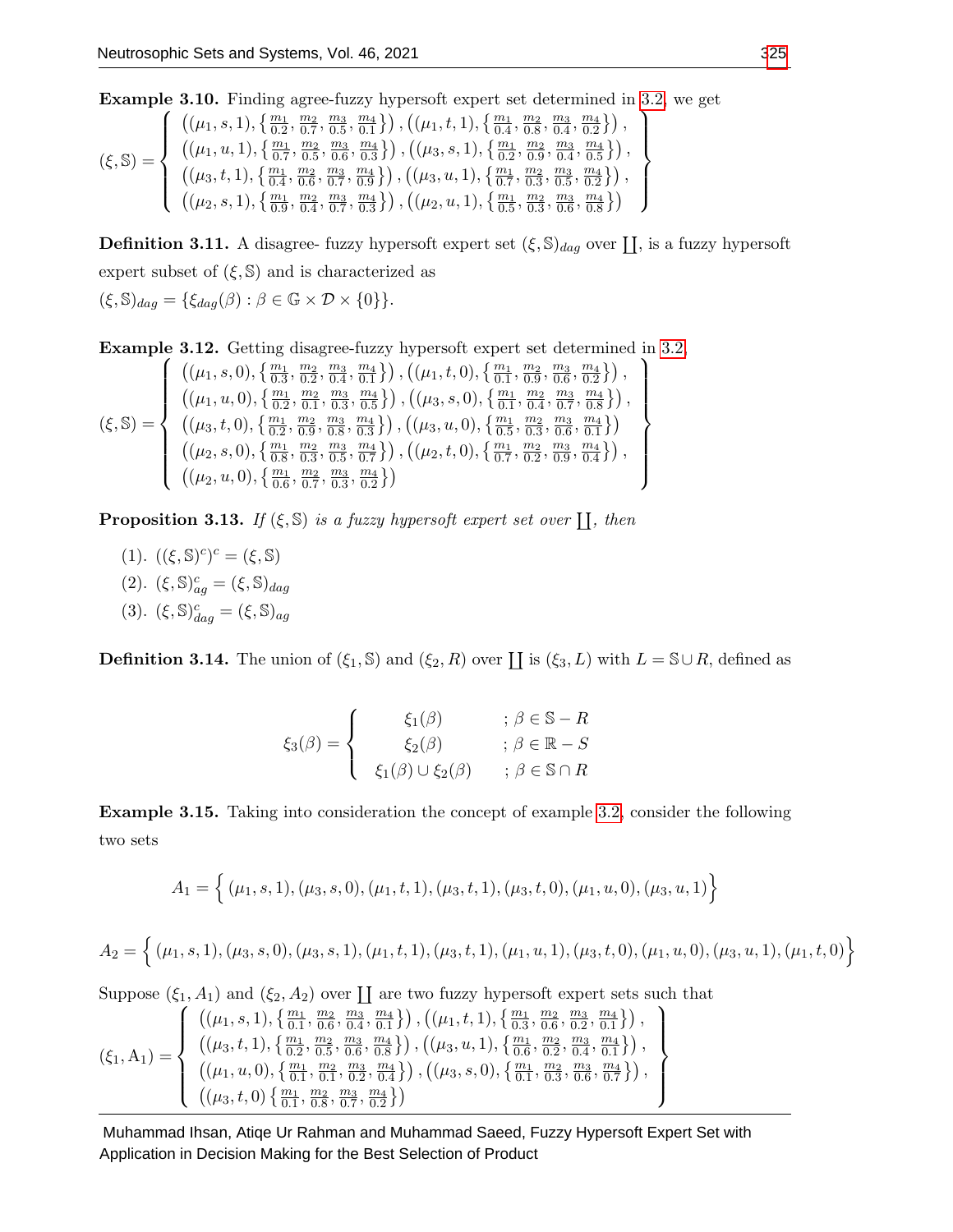**Example 3.10.** Finding agree-fuzzy hypersoft expert set determined in 3.2, we get

$$(\xi,\mathbb{S})=\left\{\begin{array}{l}\left((\mu_1,s,1),\left\{\frac{m_1}{0.2},\frac{m_2}{0.7},\frac{m_3}{0.5},\frac{m_4}{0.1}\right\}\right),\left((\mu_1,t,1),\left\{\frac{m_1}{0.4},\frac{m_2}{0.8},\frac{m_3}{0.4},\frac{m_4}{0.2}\right\}\right),\\ \left((\mu_1,u,1),\left\{\frac{m_1}{0.7},\frac{m_2}{0.5},\frac{m_3}{0.6},\frac{m_4}{0.3}\right\}\right),\left((\mu_3,s,1),\left\{\frac{m_1}{0.2},\frac{m_2}{0.9},\frac{m_3}{0.4},\frac{m_4}{0.5}\right\}\right),\\ \left((\mu_3,t,1),\left\{\frac{m_1}{0.4},\frac{m_2}{0.6},\frac{m_3}{0.7},\frac{m_4}{0.9}\right\}\right),\left((\mu_3,u,1),\left\{\frac{m_1}{0.7},\frac{m_2}{0.3},\frac{m_3}{0.5},\frac{m_4}{0.2}\right\}\right),\\ \left((\mu_2,s,1),\left\{\frac{m_1}{0.9},\frac{m_2}{0.4},\frac{m_3}{0.7},\frac{m_4}{0.3}\right\}\right),\left((\mu_2,u,1),\left\{\frac{m_1}{0.5},\frac{m_2}{0.3},\frac{m_3}{0.6},\frac{m_4}{0.8}\right\}\right)\end{array}\right\}$$

**Definition 3.11.** A disagree- fuzzy hypersoft expert set $(\xi,\mathbb{S})_{dag}$ over $\coprod$, is a fuzzy hypersoft expert subset of $(\xi,\mathbb{S})$ and is characterized as
$(\xi,\mathbb{S})_{dag}=\{\xi_{dag}(\beta):\beta\in\mathbb{G}\times\mathcal{D}\times\{0\}\}$.

**Example 3.12.** Getting disagree-fuzzy hypersoft expert set determined in 3.2,

$$(\xi,\mathbb{S})=\left\{\begin{array}{l}\left((\mu_1,s,0),\left\{\frac{m_1}{0.3},\frac{m_2}{0.2},\frac{m_3}{0.4},\frac{m_4}{0.1}\right\}\right),\left((\mu_1,t,0),\left\{\frac{m_1}{0.1},\frac{m_2}{0.9},\frac{m_3}{0.6},\frac{m_4}{0.2}\right\}\right),\\ \left((\mu_1,u,0),\left\{\frac{m_1}{0.2},\frac{m_2}{0.1},\frac{m_3}{0.3},\frac{m_4}{0.5}\right\}\right),\left((\mu_3,s,0),\left\{\frac{m_1}{0.1},\frac{m_2}{0.4},\frac{m_3}{0.7},\frac{m_4}{0.8}\right\}\right),\\ \left((\mu_3,t,0),\left\{\frac{m_1}{0.2},\frac{m_2}{0.9},\frac{m_3}{0.8},\frac{m_4}{0.3}\right\}\right),\left((\mu_3,u,0),\left\{\frac{m_1}{0.5},\frac{m_2}{0.3},\frac{m_3}{0.6},\frac{m_4}{0.1}\right\}\right)\\ \left((\mu_2,s,0),\left\{\frac{m_1}{0.8},\frac{m_2}{0.3},\frac{m_3}{0.5},\frac{m_4}{0.7}\right\}\right),\left((\mu_2,t,0),\left\{\frac{m_1}{0.7},\frac{m_2}{0.2},\frac{m_3}{0.9},\frac{m_4}{0.4}\right\}\right),\\ \left((\mu_2,u,0),\left\{\frac{m_1}{0.6},\frac{m_2}{0.7},\frac{m_3}{0.3},\frac{m_4}{0.2}\right\}\right)\end{array}\right\}$$

**Proposition 3.13.** *If $(\xi,\mathbb{S})$ is a fuzzy hypersoft expert set over $\coprod$, then*

(1). $((\xi,\mathbb{S})^c)^c=(\xi,\mathbb{S})$

(2). $(\xi,\mathbb{S})^c_{ag}=(\xi,\mathbb{S})_{dag}$

(3). $(\xi,\mathbb{S})^c_{dag}=(\xi,\mathbb{S})_{ag}$

**Definition 3.14.** The union of $(\xi_1,\mathbb{S})$ and $(\xi_2,R)$ over $\coprod$ is $(\xi_3,L)$ with $L=\mathbb{S}\cup R$, defined as

$$\xi_3(\beta)=\begin{cases}\xi_1(\beta) & ;\beta\in\mathbb{S}-R\\ \xi_2(\beta) & ;\beta\in\mathbb{R}-S\\ \xi_1(\beta)\cup\xi_2(\beta) & ;\beta\in\mathbb{S}\cap R\end{cases}$$

**Example 3.15.** Taking into consideration the concept of example 3.2, consider the following two sets

$$A_1=\Big\{(\mu_1,s,1),(\mu_3,s,0),(\mu_1,t,1),(\mu_3,t,1),(\mu_3,t,0),(\mu_1,u,0),(\mu_3,u,1)\Big\}$$

$$A_2=\Big\{(\mu_1,s,1),(\mu_3,s,0),(\mu_3,s,1),(\mu_1,t,1),(\mu_3,t,1),(\mu_1,u,1),(\mu_3,t,0),(\mu_1,u,0),(\mu_3,u,1),(\mu_1,t,0)\Big\}$$

Suppose $(\xi_1,A_1)$ and $(\xi_2,A_2)$ over $\coprod$ are two fuzzy hypersoft expert sets such that

$$(\xi_1,A_1)=\left\{\begin{array}{l}\left((\mu_1,s,1),\left\{\frac{m_1}{0.1},\frac{m_2}{0.6},\frac{m_3}{0.4},\frac{m_4}{0.1}\right\}\right),\left((\mu_1,t,1),\left\{\frac{m_1}{0.3},\frac{m_2}{0.6},\frac{m_3}{0.2},\frac{m_4}{0.1}\right\}\right),\\ \left((\mu_3,t,1),\left\{\frac{m_1}{0.2},\frac{m_2}{0.5},\frac{m_3}{0.6},\frac{m_4}{0.8}\right\}\right),\left((\mu_3,u,1),\left\{\frac{m_1}{0.6},\frac{m_2}{0.2},\frac{m_3}{0.4},\frac{m_4}{0.1}\right\}\right),\\ \left((\mu_1,u,0),\left\{\frac{m_1}{0.1},\frac{m_2}{0.1},\frac{m_3}{0.2},\frac{m_4}{0.4}\right\}\right),\left((\mu_3,s,0),\left\{\frac{m_1}{0.1},\frac{m_2}{0.3},\frac{m_3}{0.6},\frac{m_4}{0.7}\right\}\right),\\ \left((\mu_3,t,0)\left\{\frac{m_1}{0.1},\frac{m_2}{0.8},\frac{m_3}{0.7},\frac{m_4}{0.2}\right\}\right)\end{array}\right\}$$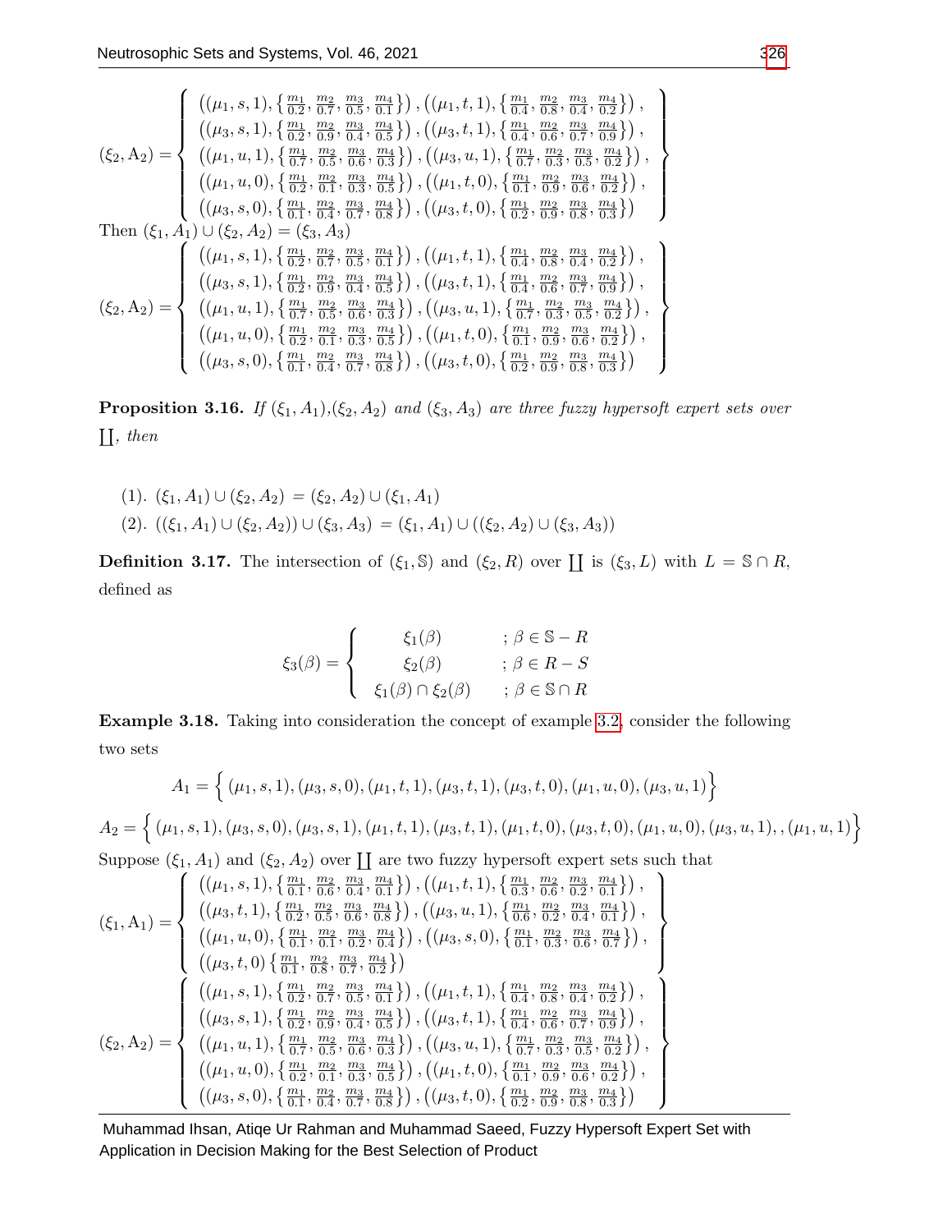$$(\xi_2, \mathrm{A}_2) = \left\{ \begin{array}{l} \left((\mu_1, s, 1), \left\{\frac{m_1}{0.2}, \frac{m_2}{0.7}, \frac{m_3}{0.5}, \frac{m_4}{0.1}\right\}\right), \left((\mu_1, t, 1), \left\{\frac{m_1}{0.4}, \frac{m_2}{0.8}, \frac{m_3}{0.4}, \frac{m_4}{0.2}\right\}\right), \\ \left((\mu_3, s, 1), \left\{\frac{m_1}{0.2}, \frac{m_2}{0.9}, \frac{m_3}{0.4}, \frac{m_4}{0.5}\right\}\right), \left((\mu_3, t, 1), \left\{\frac{m_1}{0.4}, \frac{m_2}{0.6}, \frac{m_3}{0.7}, \frac{m_4}{0.9}\right\}\right), \\ \left((\mu_1, u, 1), \left\{\frac{m_1}{0.7}, \frac{m_2}{0.5}, \frac{m_3}{0.6}, \frac{m_4}{0.3}\right\}\right), \left((\mu_3, u, 1), \left\{\frac{m_1}{0.7}, \frac{m_2}{0.3}, \frac{m_3}{0.5}, \frac{m_4}{0.2}\right\}\right), \\ \left((\mu_1, u, 0), \left\{\frac{m_1}{0.2}, \frac{m_2}{0.1}, \frac{m_3}{0.3}, \frac{m_4}{0.5}\right\}\right), \left((\mu_1, t, 0), \left\{\frac{m_1}{0.1}, \frac{m_2}{0.9}, \frac{m_3}{0.6}, \frac{m_4}{0.2}\right\}\right), \\ \left((\mu_3, s, 0), \left\{\frac{m_1}{0.1}, \frac{m_2}{0.4}, \frac{m_3}{0.7}, \frac{m_4}{0.8}\right\}\right), \left((\mu_3, t, 0), \left\{\frac{m_1}{0.2}, \frac{m_2}{0.9}, \frac{m_3}{0.8}, \frac{m_4}{0.3}\right\}\right) \end{array} \right\}$$

Then $(\xi_1, A_1) \cup (\xi_2, A_2) = (\xi_3, A_3)$

$$(\xi_2, \mathrm{A}_2) = \left\{ \begin{array}{l} \left((\mu_1, s, 1), \left\{\frac{m_1}{0.2}, \frac{m_2}{0.7}, \frac{m_3}{0.5}, \frac{m_4}{0.1}\right\}\right), \left((\mu_1, t, 1), \left\{\frac{m_1}{0.4}, \frac{m_2}{0.8}, \frac{m_3}{0.4}, \frac{m_4}{0.2}\right\}\right), \\ \left((\mu_3, s, 1), \left\{\frac{m_1}{0.2}, \frac{m_2}{0.9}, \frac{m_3}{0.4}, \frac{m_4}{0.5}\right\}\right), \left((\mu_3, t, 1), \left\{\frac{m_1}{0.4}, \frac{m_2}{0.6}, \frac{m_3}{0.7}, \frac{m_4}{0.9}\right\}\right), \\ \left((\mu_1, u, 1), \left\{\frac{m_1}{0.7}, \frac{m_2}{0.5}, \frac{m_3}{0.6}, \frac{m_4}{0.3}\right\}\right), \left((\mu_3, u, 1), \left\{\frac{m_1}{0.7}, \frac{m_2}{0.3}, \frac{m_3}{0.5}, \frac{m_4}{0.2}\right\}\right), \\ \left((\mu_1, u, 0), \left\{\frac{m_1}{0.2}, \frac{m_2}{0.1}, \frac{m_3}{0.3}, \frac{m_4}{0.5}\right\}\right), \left((\mu_1, t, 0), \left\{\frac{m_1}{0.1}, \frac{m_2}{0.9}, \frac{m_3}{0.6}, \frac{m_4}{0.2}\right\}\right), \\ \left((\mu_3, s, 0), \left\{\frac{m_1}{0.1}, \frac{m_2}{0.4}, \frac{m_3}{0.7}, \frac{m_4}{0.8}\right\}\right), \left((\mu_3, t, 0), \left\{\frac{m_1}{0.2}, \frac{m_2}{0.9}, \frac{m_3}{0.8}, \frac{m_4}{0.3}\right\}\right) \end{array} \right\}$$

**Proposition 3.16.** *If $(\xi_1, A_1)$,$(\xi_2, A_2)$ and $(\xi_3, A_3)$ are three fuzzy hypersoft expert sets over $\coprod$, then*

(1). $(\xi_1, A_1) \cup (\xi_2, A_2) = (\xi_2, A_2) \cup (\xi_1, A_1)$

(2). $((\xi_1, A_1) \cup (\xi_2, A_2)) \cup (\xi_3, A_3) = (\xi_1, A_1) \cup ((\xi_2, A_2) \cup (\xi_3, A_3))$

**Definition 3.17.** The intersection of $(\xi_1, \mathbb{S})$ and $(\xi_2, R)$ over $\coprod$ is $(\xi_3, L)$ with $L = \mathbb{S} \cap R$, defined as

$$\xi_3(\beta) = \left\{ \begin{array}{cl} \xi_1(\beta) & ; \beta \in \mathbb{S} - R \\ \xi_2(\beta) & ; \beta \in R - S \\ \xi_1(\beta) \cap \xi_2(\beta) & ; \beta \in \mathbb{S} \cap R \end{array} \right.$$

**Example 3.18.** Taking into consideration the concept of example 3.2, consider the following two sets

$$A_1 = \Big\{ (\mu_1, s, 1), (\mu_3, s, 0), (\mu_1, t, 1), (\mu_3, t, 1), (\mu_3, t, 0), (\mu_1, u, 0), (\mu_3, u, 1) \Big\}$$

$$A_2 = \Big\{ (\mu_1, s, 1), (\mu_3, s, 0), (\mu_3, s, 1), (\mu_1, t, 1), (\mu_3, t, 1), (\mu_1, t, 0), (\mu_3, t, 0), (\mu_1, u, 0), (\mu_3, u, 1), , (\mu_1, u, 1) \Big\}$$

Suppose $(\xi_1, A_1)$ and $(\xi_2, A_2)$ over $\coprod$ are two fuzzy hypersoft expert sets such that

$$(\xi_1, \mathrm{A}_1) = \left\{ \begin{array}{l} \left((\mu_1, s, 1), \left\{\frac{m_1}{0.1}, \frac{m_2}{0.6}, \frac{m_3}{0.4}, \frac{m_4}{0.1}\right\}\right), \left((\mu_1, t, 1), \left\{\frac{m_1}{0.3}, \frac{m_2}{0.6}, \frac{m_3}{0.2}, \frac{m_4}{0.1}\right\}\right), \\ \left((\mu_3, t, 1), \left\{\frac{m_1}{0.2}, \frac{m_2}{0.5}, \frac{m_3}{0.6}, \frac{m_4}{0.8}\right\}\right), \left((\mu_3, u, 1), \left\{\frac{m_1}{0.6}, \frac{m_2}{0.2}, \frac{m_3}{0.4}, \frac{m_4}{0.1}\right\}\right), \\ \left((\mu_1, u, 0), \left\{\frac{m_1}{0.1}, \frac{m_2}{0.1}, \frac{m_3}{0.2}, \frac{m_4}{0.4}\right\}\right), \left((\mu_3, s, 0), \left\{\frac{m_1}{0.1}, \frac{m_2}{0.3}, \frac{m_3}{0.6}, \frac{m_4}{0.7}\right\}\right), \\ \left((\mu_3, t, 0) \left\{\frac{m_1}{0.1}, \frac{m_2}{0.8}, \frac{m_3}{0.7}, \frac{m_4}{0.2}\right\}\right) \end{array} \right\}$$

$$(\xi_2, \mathrm{A}_2) = \left\{ \begin{array}{l} \left((\mu_1, s, 1), \left\{\frac{m_1}{0.2}, \frac{m_2}{0.7}, \frac{m_3}{0.5}, \frac{m_4}{0.1}\right\}\right), \left((\mu_1, t, 1), \left\{\frac{m_1}{0.4}, \frac{m_2}{0.8}, \frac{m_3}{0.4}, \frac{m_4}{0.2}\right\}\right), \\ \left((\mu_3, s, 1), \left\{\frac{m_1}{0.2}, \frac{m_2}{0.9}, \frac{m_3}{0.4}, \frac{m_4}{0.5}\right\}\right), \left((\mu_3, t, 1), \left\{\frac{m_1}{0.4}, \frac{m_2}{0.6}, \frac{m_3}{0.7}, \frac{m_4}{0.9}\right\}\right), \\ \left((\mu_1, u, 1), \left\{\frac{m_1}{0.7}, \frac{m_2}{0.5}, \frac{m_3}{0.6}, \frac{m_4}{0.3}\right\}\right), \left((\mu_3, u, 1), \left\{\frac{m_1}{0.7}, \frac{m_2}{0.3}, \frac{m_3}{0.5}, \frac{m_4}{0.2}\right\}\right), \\ \left((\mu_1, u, 0), \left\{\frac{m_1}{0.2}, \frac{m_2}{0.1}, \frac{m_3}{0.3}, \frac{m_4}{0.5}\right\}\right), \left((\mu_1, t, 0), \left\{\frac{m_1}{0.1}, \frac{m_2}{0.9}, \frac{m_3}{0.6}, \frac{m_4}{0.2}\right\}\right), \\ \left((\mu_3, s, 0), \left\{\frac{m_1}{0.1}, \frac{m_2}{0.4}, \frac{m_3}{0.7}, \frac{m_4}{0.8}\right\}\right), \left((\mu_3, t, 0), \left\{\frac{m_1}{0.2}, \frac{m_2}{0.9}, \frac{m_3}{0.8}, \frac{m_4}{0.3}\right\}\right) \end{array} \right\}$$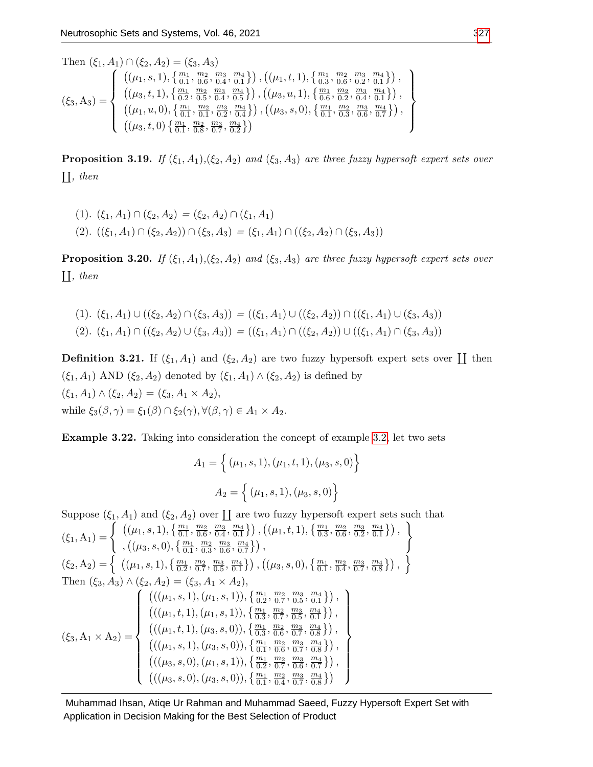Then $(\xi_1, A_1) \cap (\xi_2, A_2) = (\xi_3, A_3)$

$$(\xi_3, \mathrm{A}_3) = \left\{ \begin{array}{l} \left((\mu_1, s, 1), \left\{\frac{m_1}{0.1}, \frac{m_2}{0.6}, \frac{m_3}{0.4}, \frac{m_4}{0.1}\right\}\right), \left((\mu_1, t, 1), \left\{\frac{m_1}{0.3}, \frac{m_2}{0.6}, \frac{m_3}{0.2}, \frac{m_4}{0.1}\right\}\right), \\ \left((\mu_3, t, 1), \left\{\frac{m_1}{0.2}, \frac{m_2}{0.5}, \frac{m_3}{0.4}, \frac{m_4}{0.5}\right\}\right), \left((\mu_3, u, 1), \left\{\frac{m_1}{0.6}, \frac{m_2}{0.2}, \frac{m_3}{0.4}, \frac{m_4}{0.1}\right\}\right), \\ \left((\mu_1, u, 0), \left\{\frac{m_1}{0.1}, \frac{m_2}{0.1}, \frac{m_3}{0.2}, \frac{m_4}{0.4}\right\}\right), \left((\mu_3, s, 0), \left\{\frac{m_1}{0.1}, \frac{m_2}{0.3}, \frac{m_3}{0.6}, \frac{m_4}{0.7}\right\}\right), \\ \left((\mu_3, t, 0) \left\{\frac{m_1}{0.1}, \frac{m_2}{0.8}, \frac{m_3}{0.7}, \frac{m_4}{0.2}\right\}\right) \end{array} \right\}$$

**Proposition 3.19.** *If $(\xi_1, A_1)$,$(\xi_2, A_2)$ and $(\xi_3, A_3)$ are three fuzzy hypersoft expert sets over $\coprod$, then*

(1). $(\xi_1, A_1) \cap (\xi_2, A_2) = (\xi_2, A_2) \cap (\xi_1, A_1)$

(2). $((\xi_1, A_1) \cap (\xi_2, A_2)) \cap (\xi_3, A_3) = (\xi_1, A_1) \cap ((\xi_2, A_2) \cap (\xi_3, A_3))$

**Proposition 3.20.** *If $(\xi_1, A_1)$,$(\xi_2, A_2)$ and $(\xi_3, A_3)$ are three fuzzy hypersoft expert sets over $\coprod$, then*

(1). $(\xi_1, A_1) \cup ((\xi_2, A_2) \cap (\xi_3, A_3)) = ((\xi_1, A_1) \cup ((\xi_2, A_2)) \cap ((\xi_1, A_1) \cup (\xi_3, A_3))$

(2). $(\xi_1, A_1) \cap ((\xi_2, A_2) \cup (\xi_3, A_3)) = ((\xi_1, A_1) \cap ((\xi_2, A_2)) \cup ((\xi_1, A_1) \cap (\xi_3, A_3))$

**Definition 3.21.** If $(\xi_1, A_1)$ and $(\xi_2, A_2)$ are two fuzzy hypersoft expert sets over $\coprod$ then $(\xi_1, A_1)$ AND $(\xi_2, A_2)$ denoted by $(\xi_1, A_1) \wedge (\xi_2, A_2)$ is defined by
$(\xi_1, A_1) \wedge (\xi_2, A_2) = (\xi_3, A_1 \times A_2)$,
while $\xi_3(\beta, \gamma) = \xi_1(\beta) \cap \xi_2(\gamma), \forall (\beta, \gamma) \in A_1 \times A_2$.

**Example 3.22.** Taking into consideration the concept of example 3.2, let two sets

$$A_1 = \Big\{ (\mu_1, s, 1), (\mu_1, t, 1), (\mu_3, s, 0) \Big\}$$

$$A_2 = \Big\{ (\mu_1, s, 1), (\mu_3, s, 0) \Big\}$$

Suppose $(\xi_1, A_1)$ and $(\xi_2, A_2)$ over $\coprod$ are two fuzzy hypersoft expert sets such that

$$(\xi_1, \mathrm{A}_1) = \left\{ \begin{array}{l} \left((\mu_1, s, 1), \left\{\frac{m_1}{0.1}, \frac{m_2}{0.6}, \frac{m_3}{0.4}, \frac{m_4}{0.1}\right\}\right), \left((\mu_1, t, 1), \left\{\frac{m_1}{0.3}, \frac{m_2}{0.6}, \frac{m_3}{0.2}, \frac{m_4}{0.1}\right\}\right), \\ , \left((\mu_3, s, 0), \left\{\frac{m_1}{0.1}, \frac{m_2}{0.3}, \frac{m_3}{0.6}, \frac{m_4}{0.7}\right\}\right), \end{array} \right\}$$

$$(\xi_2, \mathrm{A}_2) = \left\{ \left((\mu_1, s, 1), \left\{\frac{m_1}{0.2}, \frac{m_2}{0.7}, \frac{m_3}{0.5}, \frac{m_4}{0.1}\right\}\right), \left((\mu_3, s, 0), \left\{\frac{m_1}{0.1}, \frac{m_2}{0.4}, \frac{m_3}{0.7}, \frac{m_4}{0.8}\right\}\right), \right\}$$

Then $(\xi_3, A_3) \wedge (\xi_2, A_2) = (\xi_3, A_1 \times A_2)$,

$$(\xi_3, \mathrm{A}_1 \times \mathrm{A}_2) = \left\{ \begin{array}{l} \left(((\mu_1, s, 1), (\mu_1, s, 1)), \left\{\frac{m_1}{0.2}, \frac{m_2}{0.7}, \frac{m_3}{0.5}, \frac{m_4}{0.1}\right\}\right), \\ \left(((\mu_1, t, 1), (\mu_1, s, 1)), \left\{\frac{m_1}{0.3}, \frac{m_2}{0.7}, \frac{m_3}{0.5}, \frac{m_4}{0.1}\right\}\right), \\ \left(((\mu_1, t, 1), (\mu_3, s, 0)), \left\{\frac{m_1}{0.3}, \frac{m_2}{0.6}, \frac{m_3}{0.7}, \frac{m_4}{0.8}\right\}\right), \\ \left(((\mu_1, s, 1), (\mu_3, s, 0)), \left\{\frac{m_1}{0.1}, \frac{m_2}{0.6}, \frac{m_3}{0.7}, \frac{m_4}{0.8}\right\}\right), \\ \left(((\mu_3, s, 0), (\mu_1, s, 1)), \left\{\frac{m_1}{0.2}, \frac{m_2}{0.7}, \frac{m_3}{0.6}, \frac{m_4}{0.7}\right\}\right), \\ \left(((\mu_3, s, 0), (\mu_3, s, 0)), \left\{\frac{m_1}{0.1}, \frac{m_2}{0.4}, \frac{m_3}{0.7}, \frac{m_4}{0.8}\right\}\right) \end{array} \right\}$$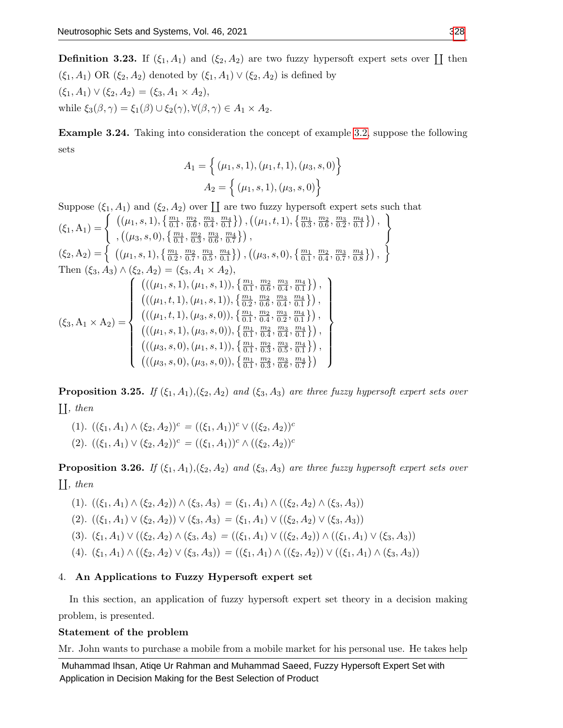**Definition 3.23.** If $(\xi_1, A_1)$ and $(\xi_2, A_2)$ are two fuzzy hypersoft expert sets over $\coprod$ then $(\xi_1, A_1)$ OR $(\xi_2, A_2)$ denoted by $(\xi_1, A_1) \vee (\xi_2, A_2)$ is defined by

$(\xi_1, A_1) \vee (\xi_2, A_2) = (\xi_3, A_1 \times A_2)$,

while $\xi_3(\beta, \gamma) = \xi_1(\beta) \cup \xi_2(\gamma), \forall (\beta, \gamma) \in A_1 \times A_2$.

**Example 3.24.** Taking into consideration the concept of example 3.2, suppose the following sets

$$A_1 = \Big\{ (\mu_1, s, 1), (\mu_1, t, 1), (\mu_3, s, 0) \Big\}$$

$$A_2 = \Big\{ (\mu_1, s, 1), (\mu_3, s, 0) \Big\}$$

Suppose $(\xi_1, A_1)$ and $(\xi_2, A_2)$ over $\coprod$ are two fuzzy hypersoft expert sets such that

$$(\xi_1, \mathrm{A}_1) = \left\{ \begin{array}{l} \left((\mu_1, s, 1), \{\frac{m_1}{0.1}, \frac{m_2}{0.6}, \frac{m_3}{0.4}, \frac{m_4}{0.1}\}\right), \left((\mu_1, t, 1), \{\frac{m_1}{0.3}, \frac{m_2}{0.6}, \frac{m_3}{0.2}, \frac{m_4}{0.1}\}\right), \\ , \left((\mu_3, s, 0), \{\frac{m_1}{0.1}, \frac{m_2}{0.3}, \frac{m_3}{0.6}, \frac{m_4}{0.7}\}\right), \end{array} \right\}$$

$$(\xi_2, \mathrm{A}_2) = \left\{ \left((\mu_1, s, 1), \{\frac{m_1}{0.2}, \frac{m_2}{0.7}, \frac{m_3}{0.5}, \frac{m_4}{0.1}\}\right), \left((\mu_3, s, 0), \{\frac{m_1}{0.1}, \frac{m_2}{0.4}, \frac{m_3}{0.7}, \frac{m_4}{0.8}\}\right), \right\}$$

Then $(\xi_3, A_3) \wedge (\xi_2, A_2) = (\xi_3, A_1 \times A_2)$,

$$(\xi_3, \mathrm{A}_1 \times \mathrm{A}_2) = \left\{ \begin{array}{l} \left(((\mu_1, s, 1), (\mu_1, s, 1)), \{\frac{m_1}{0.1}, \frac{m_2}{0.6}, \frac{m_3}{0.4}, \frac{m_4}{0.1}\}\right), \\ \left(((\mu_1, t, 1), (\mu_1, s, 1)), \{\frac{m_1}{0.2}, \frac{m_2}{0.6}, \frac{m_3}{0.4}, \frac{m_4}{0.1}\}\right), \\ \left(((\mu_1, t, 1), (\mu_3, s, 0)), \{\frac{m_1}{0.1}, \frac{m_2}{0.4}, \frac{m_3}{0.2}, \frac{m_4}{0.1}\}\right), \\ \left(((\mu_1, s, 1), (\mu_3, s, 0)), \{\frac{m_1}{0.1}, \frac{m_2}{0.4}, \frac{m_3}{0.4}, \frac{m_4}{0.1}\}\right), \\ \left(((\mu_3, s, 0), (\mu_1, s, 1)), \{\frac{m_1}{0.1}, \frac{m_2}{0.3}, \frac{m_3}{0.5}, \frac{m_4}{0.1}\}\right), \\ \left(((\mu_3, s, 0), (\mu_3, s, 0)), \{\frac{m_1}{0.1}, \frac{m_2}{0.3}, \frac{m_3}{0.6}, \frac{m_4}{0.7}\}\right) \end{array} \right\}$$

**Proposition 3.25.** *If* $(\xi_1, A_1)$,$(\xi_2, A_2)$ *and* $(\xi_3, A_3)$ *are three fuzzy hypersoft expert sets over* $\coprod$, *then*

(1). $((\xi_1, A_1) \wedge (\xi_2, A_2))^c = ((\xi_1, A_1))^c \vee ((\xi_2, A_2))^c$

(2). $((\xi_1, A_1) \vee (\xi_2, A_2))^c = ((\xi_1, A_1))^c \wedge ((\xi_2, A_2))^c$

**Proposition 3.26.** *If* $(\xi_1, A_1)$,$(\xi_2, A_2)$ *and* $(\xi_3, A_3)$ *are three fuzzy hypersoft expert sets over* $\coprod$, *then*

(1). $((\xi_1, A_1) \wedge (\xi_2, A_2)) \wedge (\xi_3, A_3) = (\xi_1, A_1) \wedge ((\xi_2, A_2) \wedge (\xi_3, A_3))$

(2). $((\xi_1, A_1) \vee (\xi_2, A_2)) \vee (\xi_3, A_3) = (\xi_1, A_1) \vee ((\xi_2, A_2) \vee (\xi_3, A_3))$

(3). $(\xi_1, A_1) \vee ((\xi_2, A_2) \wedge (\xi_3, A_3) = ((\xi_1, A_1) \vee ((\xi_2, A_2)) \wedge ((\xi_1, A_1) \vee (\xi_3, A_3))$

(4). $(\xi_1, A_1) \wedge ((\xi_2, A_2) \vee (\xi_3, A_3)) = ((\xi_1, A_1) \wedge ((\xi_2, A_2)) \vee ((\xi_1, A_1) \wedge (\xi_3, A_3))$

## 4. An Applications to Fuzzy Hypersoft expert set

In this section, an application of fuzzy hypersoft expert set theory in a decision making problem, is presented.

**Statement of the problem**

Mr. John wants to purchase a mobile from a mobile market for his personal use. He takes help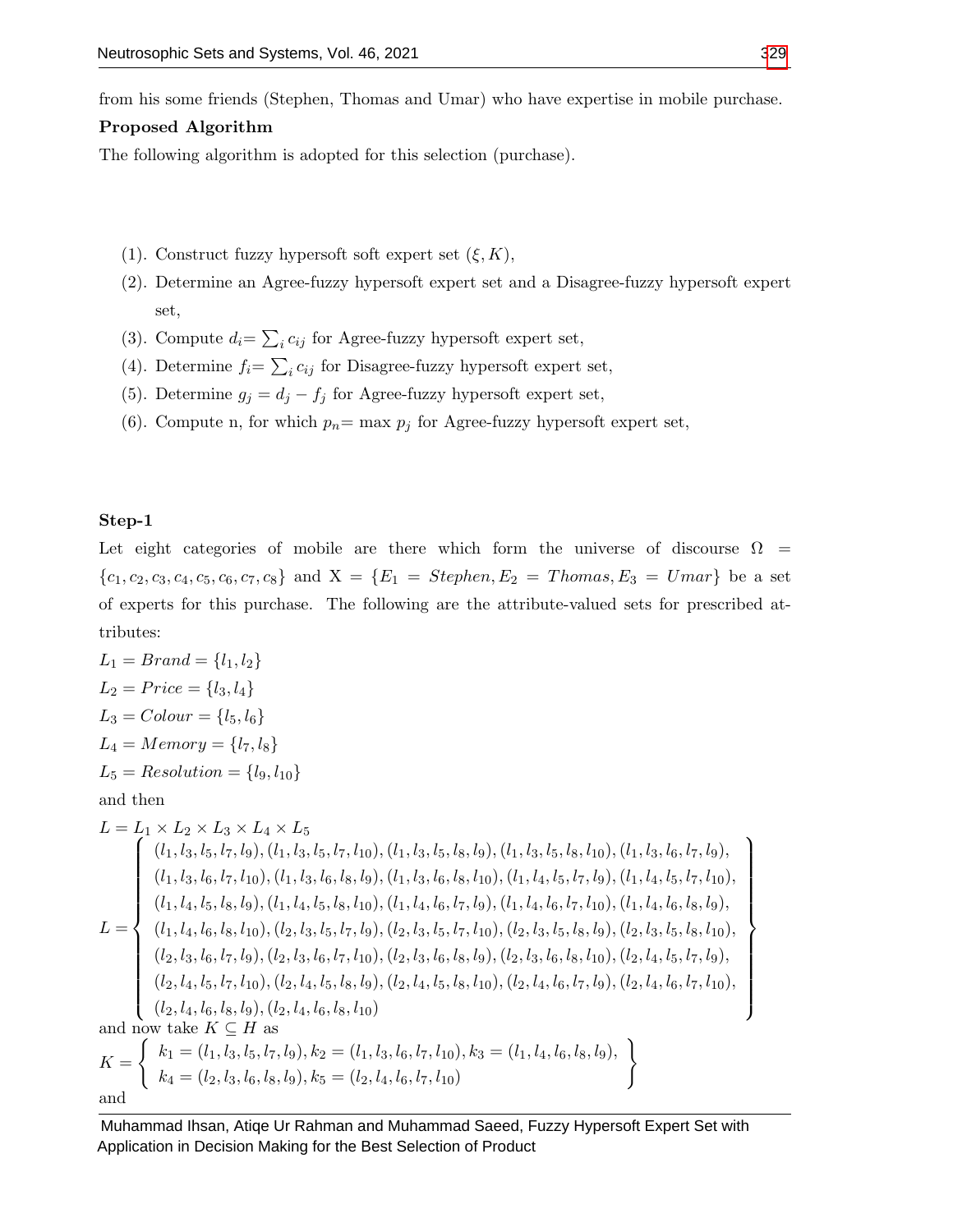from his some friends (Stephen, Thomas and Umar) who have expertise in mobile purchase.

**Proposed Algorithm**

The following algorithm is adopted for this selection (purchase).

(1). Construct fuzzy hypersoft soft expert set $(\xi, K)$,

(2). Determine an Agree-fuzzy hypersoft expert set and a Disagree-fuzzy hypersoft expert set,

(3). Compute $d_i = \sum_i c_{ij}$ for Agree-fuzzy hypersoft expert set,

(4). Determine $f_i = \sum_i c_{ij}$ for Disagree-fuzzy hypersoft expert set,

(5). Determine $g_j = d_j - f_j$ for Agree-fuzzy hypersoft expert set,

(6). Compute n, for which $p_n = \max p_j$ for Agree-fuzzy hypersoft expert set,

**Step-1**

Let eight categories of mobile are there which form the universe of discourse $\Omega = \{c_1, c_2, c_3, c_4, c_5, c_6, c_7, c_8\}$ and $X = \{E_1 = Stephen, E_2 = Thomas, E_3 = Umar\}$ be a set of experts for this purchase. The following are the attribute-valued sets for prescribed attributes:

$L_1 = Brand = \{l_1, l_2\}$

$L_2 = Price = \{l_3, l_4\}$

$L_3 = Colour = \{l_5, l_6\}$

$L_4 = Memory = \{l_7, l_8\}$

$L_5 = Resolution = \{l_9, l_{10}\}$

and then

$L = L_1 \times L_2 \times L_3 \times L_4 \times L_5$

$$L = \left\{ \begin{array}{l} (l_1, l_3, l_5, l_7, l_9), (l_1, l_3, l_5, l_7, l_{10}), (l_1, l_3, l_5, l_8, l_9), (l_1, l_3, l_5, l_8, l_{10}), (l_1, l_3, l_6, l_7, l_9), \\ (l_1, l_3, l_6, l_7, l_{10}), (l_1, l_3, l_6, l_8, l_9), (l_1, l_3, l_6, l_8, l_{10}), (l_1, l_4, l_5, l_7, l_9), (l_1, l_4, l_5, l_7, l_{10}), \\ (l_1, l_4, l_5, l_8, l_9), (l_1, l_4, l_5, l_8, l_{10}), (l_1, l_4, l_6, l_7, l_9), (l_1, l_4, l_6, l_7, l_{10}), (l_1, l_4, l_6, l_8, l_9), \\ (l_1, l_4, l_6, l_8, l_{10}), (l_2, l_3, l_5, l_7, l_9), (l_2, l_3, l_5, l_7, l_{10}), (l_2, l_3, l_5, l_8, l_9), (l_2, l_3, l_5, l_8, l_{10}), \\ (l_2, l_3, l_6, l_7, l_9), (l_2, l_3, l_6, l_7, l_{10}), (l_2, l_3, l_6, l_8, l_9), (l_2, l_3, l_6, l_8, l_{10}), (l_2, l_4, l_5, l_7, l_9), \\ (l_2, l_4, l_5, l_7, l_{10}), (l_2, l_4, l_5, l_8, l_9), (l_2, l_4, l_5, l_8, l_{10}), (l_2, l_4, l_6, l_7, l_9), (l_2, l_4, l_6, l_7, l_{10}), \\ (l_2, l_4, l_6, l_8, l_9), (l_2, l_4, l_6, l_8, l_{10}) \end{array} \right\}$$

and now take $K \subseteq H$ as

$$K = \left\{ \begin{array}{l} k_1 = (l_1, l_3, l_5, l_7, l_9), k_2 = (l_1, l_3, l_6, l_7, l_{10}), k_3 = (l_1, l_4, l_6, l_8, l_9), \\ k_4 = (l_2, l_3, l_6, l_8, l_9), k_5 = (l_2, l_4, l_6, l_7, l_{10}) \end{array} \right\}$$

and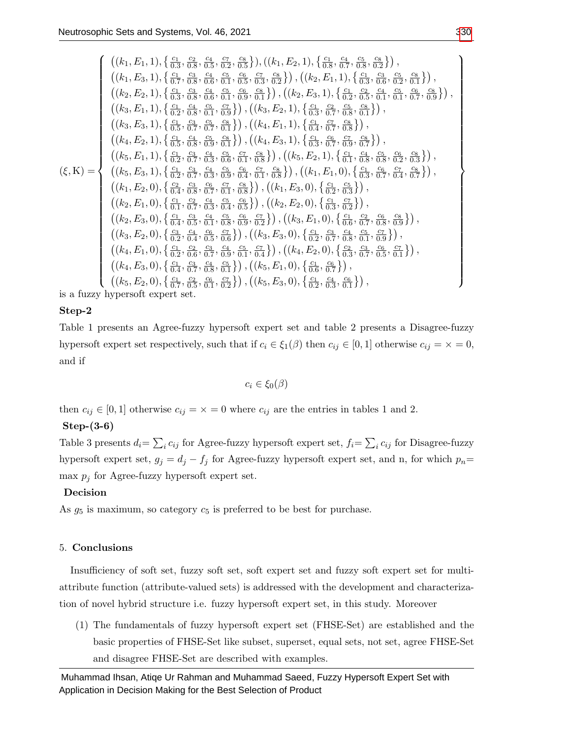$$
(\xi, \mathrm{K}) = \left\{ \begin{array}{l}
\left((k_1, E_1, 1), \left\{\frac{c_1}{0.3}, \frac{c_2}{0.8}, \frac{c_4}{0.5}, \frac{c_7}{0.2}, \frac{c_8}{0.5}\right\}\right), \left((k_1, E_2, 1), \left\{\frac{c_1}{0.8}, \frac{c_4}{0.7}, \frac{c_5}{0.8}, \frac{c_8}{0.2}\right\}\right), \\
\left((k_1, E_3, 1), \left\{\frac{c_1}{0.7}, \frac{c_3}{0.8}, \frac{c_4}{0.6}, \frac{c_5}{0.1}, \frac{c_6}{0.5}, \frac{c_7}{0.3}, \frac{c_8}{0.2}\right\}\right), \left((k_2, E_1, 1), \left\{\frac{c_1}{0.3}, \frac{c_3}{0.6}, \frac{c_5}{0.2}, \frac{c_8}{0.1}\right\}\right), \\
\left((k_2, E_2, 1), \left\{\frac{c_1}{0.3}, \frac{c_3}{0.8}, \frac{c_4}{0.6}, \frac{c_5}{0.1}, \frac{c_6}{0.9}, \frac{c_8}{0.1}\right\}\right), \left((k_2, E_3, 1), \left\{\frac{c_1}{0.2}, \frac{c_2}{0.5}, \frac{c_4}{0.1}, \frac{c_5}{0.1}, \frac{c_6}{0.7}, \frac{c_8}{0.9}\right\}\right), \\
\left((k_3, E_1, 1), \left\{\frac{c_1}{0.2}, \frac{c_4}{0.8}, \frac{c_5}{0.1}, \frac{c_7}{0.9}\right\}\right), \left((k_3, E_2, 1), \left\{\frac{c_1}{0.3}, \frac{c_2}{0.7}, \frac{c_5}{0.8}, \frac{c_8}{0.1}\right\}\right), \\
\left((k_3, E_3, 1), \left\{\frac{c_1}{0.5}, \frac{c_3}{0.7}, \frac{c_5}{0.7}, \frac{c_8}{0.1}\right\}\right), \left((k_4, E_1, 1), \left\{\frac{c_1}{0.4}, \frac{c_7}{0.7}, \frac{c_8}{0.8}\right\}\right), \\
\left((k_4, E_2, 1), \left\{\frac{c_1}{0.5}, \frac{c_4}{0.8}, \frac{c_5}{0.9}, \frac{c_8}{0.1}\right\}\right), \left((k_4, E_3, 1), \left\{\frac{c_1}{0.3}, \frac{c_6}{0.7}, \frac{c_7}{0.9}, \frac{c_8}{0.7}\right\}\right), \\
\left((k_5, E_1, 1), \left\{\frac{c_1}{0.2}, \frac{c_3}{0.7}, \frac{c_4}{0.3}, \frac{c_5}{0.6}, \frac{c_7}{0.1}, \frac{c_8}{0.8}\right\}\right), \left((k_5, E_2, 1), \left\{\frac{c_1}{0.1}, \frac{c_4}{0.8}, \frac{c_5}{0.8}, \frac{c_6}{0.2}, \frac{c_8}{0.3}\right\}\right), \\
\left((k_5, E_3, 1), \left\{\frac{c_1}{0.2}, \frac{c_3}{0.7}, \frac{c_4}{0.3}, \frac{c_5}{0.9}, \frac{c_6}{0.4}, \frac{c_7}{0.1}, \frac{c_8}{0.8}\right\}\right), \left((k_1, E_1, 0), \left\{\frac{c_1}{0.3}, \frac{c_6}{0.7}, \frac{c_7}{0.4}, \frac{c_8}{0.7}\right\}\right), \\
\left((k_1, E_2, 0), \left\{\frac{c_2}{0.4}, \frac{c_3}{0.8}, \frac{c_6}{0.7}, \frac{c_7}{0.1}, \frac{c_8}{0.8}\right\}\right), \left((k_1, E_3, 0), \left\{\frac{c_1}{0.2}, \frac{c_5}{0.3}\right\}\right), \\
\left((k_2, E_1, 0), \left\{\frac{c_1}{0.1}, \frac{c_2}{0.7}, \frac{c_4}{0.3}, \frac{c_5}{0.4}, \frac{c_6}{0.5}\right\}\right), \left((k_2, E_2, 0), \left\{\frac{c_1}{0.3}, \frac{c_7}{0.2}\right\}\right), \\
\left((k_2, E_3, 0), \left\{\frac{c_1}{0.4}, \frac{c_3}{0.5}, \frac{c_4}{0.1}, \frac{c_5}{0.8}, \frac{c_6}{0.9}, \frac{c_7}{0.2}\right\}\right), \left((k_3, E_1, 0), \left\{\frac{c_1}{0.6}, \frac{c_2}{0.7}, \frac{c_6}{0.8}, \frac{c_8}{0.9}\right\}\right), \\
\left((k_3, E_2, 0), \left\{\frac{c_3}{0.2}, \frac{c_4}{0.4}, \frac{c_6}{0.5}, \frac{c_7}{0.6}\right\}\right), \left((k_3, E_3, 0), \left\{\frac{c_1}{0.2}, \frac{c_3}{0.7}, \frac{c_4}{0.8}, \frac{c_5}{0.1}, \frac{c_7}{0.9}\right\}\right), \\
\left((k_4, E_1, 0), \left\{\frac{c_1}{0.2}, \frac{c_2}{0.6}, \frac{c_3}{0.7}, \frac{c_4}{0.9}, \frac{c_5}{0.1}, \frac{c_7}{0.4}\right\}\right), \left((k_4, E_2, 0), \left\{\frac{c_2}{0.3}, \frac{c_3}{0.7}, \frac{c_6}{0.5}, \frac{c_7}{0.1}\right\}\right), \\
\left((k_4, E_3, 0), \left\{\frac{c_1}{0.4}, \frac{c_3}{0.7}, \frac{c_4}{0.8}, \frac{c_5}{0.1}\right\}\right), \left((k_5, E_1, 0), \left\{\frac{c_1}{0.6}, \frac{c_6}{0.7}\right\}\right), \\
\left((k_5, E_2, 0), \left\{\frac{c_1}{0.7}, \frac{c_2}{0.5}, \frac{c_6}{0.1}, \frac{c_7}{0.2}\right\}\right), \left((k_5, E_3, 0), \left\{\frac{c_1}{0.2}, \frac{c_4}{0.3}, \frac{c_6}{0.1}\right\}\right),
\end{array} \right\}
$$

is a fuzzy hypersoft expert set.

**Step-2**

Table 1 presents an Agree-fuzzy hypersoft expert set and table 2 presents a Disagree-fuzzy hypersoft expert set respectively, such that if $c_i \in \xi_1(\beta)$ then $c_{ij} \in [0,1]$ otherwise $c_{ij} = \times = 0$, and if

$$c_i \in \xi_0(\beta)$$

then $c_{ij} \in [0,1]$ otherwise $c_{ij} = \times = 0$ where $c_{ij}$ are the entries in tables 1 and 2.

**Step-(3-6)**

Table 3 presents $d_i = \sum_i c_{ij}$ for Agree-fuzzy hypersoft expert set, $f_i = \sum_i c_{ij}$ for Disagree-fuzzy hypersoft expert set, $g_j = d_j - f_j$ for Agree-fuzzy hypersoft expert set, and n, for which $p_n =$ max $p_j$ for Agree-fuzzy hypersoft expert set.

**Decision**

As $g_5$ is maximum, so category $c_5$ is preferred to be best for purchase.

## 5. Conclusions

Insufficiency of soft set, fuzzy soft set, soft expert set and fuzzy soft expert set for multi-attribute function (attribute-valued sets) is addressed with the development and characterization of novel hybrid structure i.e. fuzzy hypersoft expert set, in this study. Moreover

(1) The fundamentals of fuzzy hypersoft expert set (FHSE-Set) are established and the basic properties of FHSE-Set like subset, superset, equal sets, not set, agree FHSE-Set and disagree FHSE-Set are described with examples.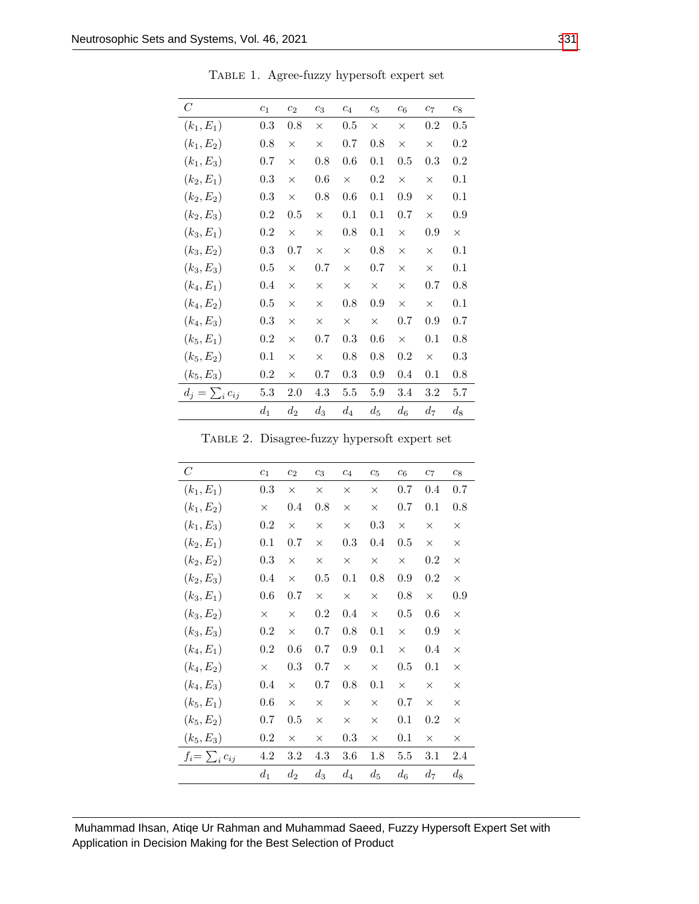Table 1. Agree-fuzzy hypersoft expert set

| $C$ | $c_1$ | $c_2$ | $c_3$ | $c_4$ | $c_5$ | $c_6$ | $c_7$ | $c_8$ |
|---|---|---|---|---|---|---|---|---|
| $(k_1, E_1)$ | 0.3 | 0.8 | × | 0.5 | × | × | 0.2 | 0.5 |
| $(k_1, E_2)$ | 0.8 | × | × | 0.7 | 0.8 | × | × | 0.2 |
| $(k_1, E_3)$ | 0.7 | × | 0.8 | 0.6 | 0.1 | 0.5 | 0.3 | 0.2 |
| $(k_2, E_1)$ | 0.3 | × | 0.6 | × | 0.2 | × | × | 0.1 |
| $(k_2, E_2)$ | 0.3 | × | 0.8 | 0.6 | 0.1 | 0.9 | × | 0.1 |
| $(k_2, E_3)$ | 0.2 | 0.5 | × | 0.1 | 0.1 | 0.7 | × | 0.9 |
| $(k_3, E_1)$ | 0.2 | × | × | 0.8 | 0.1 | × | 0.9 | × |
| $(k_3, E_2)$ | 0.3 | 0.7 | × | × | 0.8 | × | × | 0.1 |
| $(k_3, E_3)$ | 0.5 | × | 0.7 | × | 0.7 | × | × | 0.1 |
| $(k_4, E_1)$ | 0.4 | × | × | × | × | × | 0.7 | 0.8 |
| $(k_4, E_2)$ | 0.5 | × | × | 0.8 | 0.9 | × | × | 0.1 |
| $(k_4, E_3)$ | 0.3 | × | × | × | × | 0.7 | 0.9 | 0.7 |
| $(k_5, E_1)$ | 0.2 | × | 0.7 | 0.3 | 0.6 | × | 0.1 | 0.8 |
| $(k_5, E_2)$ | 0.1 | × | × | 0.8 | 0.8 | 0.2 | × | 0.3 |
| $(k_5, E_3)$ | 0.2 | × | 0.7 | 0.3 | 0.9 | 0.4 | 0.1 | 0.8 |
| $d_j = \sum_i c_{ij}$ | 5.3 | 2.0 | 4.3 | 5.5 | 5.9 | 3.4 | 3.2 | 5.7 |
| | $d_1$ | $d_2$ | $d_3$ | $d_4$ | $d_5$ | $d_6$ | $d_7$ | $d_8$ |

Table 2. Disagree-fuzzy hypersoft expert set

| $C$ | $c_1$ | $c_2$ | $c_3$ | $c_4$ | $c_5$ | $c_6$ | $c_7$ | $c_8$ |
|---|---|---|---|---|---|---|---|---|
| $(k_1, E_1)$ | 0.3 | × | × | × | × | 0.7 | 0.4 | 0.7 |
| $(k_1, E_2)$ | × | 0.4 | 0.8 | × | × | 0.7 | 0.1 | 0.8 |
| $(k_1, E_3)$ | 0.2 | × | × | × | 0.3 | × | × | × |
| $(k_2, E_1)$ | 0.1 | 0.7 | × | 0.3 | 0.4 | 0.5 | × | × |
| $(k_2, E_2)$ | 0.3 | × | × | × | × | × | 0.2 | × |
| $(k_2, E_3)$ | 0.4 | × | 0.5 | 0.1 | 0.8 | 0.9 | 0.2 | × |
| $(k_3, E_1)$ | 0.6 | 0.7 | × | × | × | 0.8 | × | 0.9 |
| $(k_3, E_2)$ | × | × | 0.2 | 0.4 | × | 0.5 | 0.6 | × |
| $(k_3, E_3)$ | 0.2 | × | 0.7 | 0.8 | 0.1 | × | 0.9 | × |
| $(k_4, E_1)$ | 0.2 | 0.6 | 0.7 | 0.9 | 0.1 | × | 0.4 | × |
| $(k_4, E_2)$ | × | 0.3 | 0.7 | × | × | 0.5 | 0.1 | × |
| $(k_4, E_3)$ | 0.4 | × | 0.7 | 0.8 | 0.1 | × | × | × |
| $(k_5, E_1)$ | 0.6 | × | × | × | × | 0.7 | × | × |
| $(k_5, E_2)$ | 0.7 | 0.5 | × | × | × | 0.1 | 0.2 | × |
| $(k_5, E_3)$ | 0.2 | × | × | 0.3 | × | 0.1 | × | × |
| $f_i= \sum_i c_{ij}$ | 4.2 | 3.2 | 4.3 | 3.6 | 1.8 | 5.5 | 3.1 | 2.4 |
| | $d_1$ | $d_2$ | $d_3$ | $d_4$ | $d_5$ | $d_6$ | $d_7$ | $d_8$ |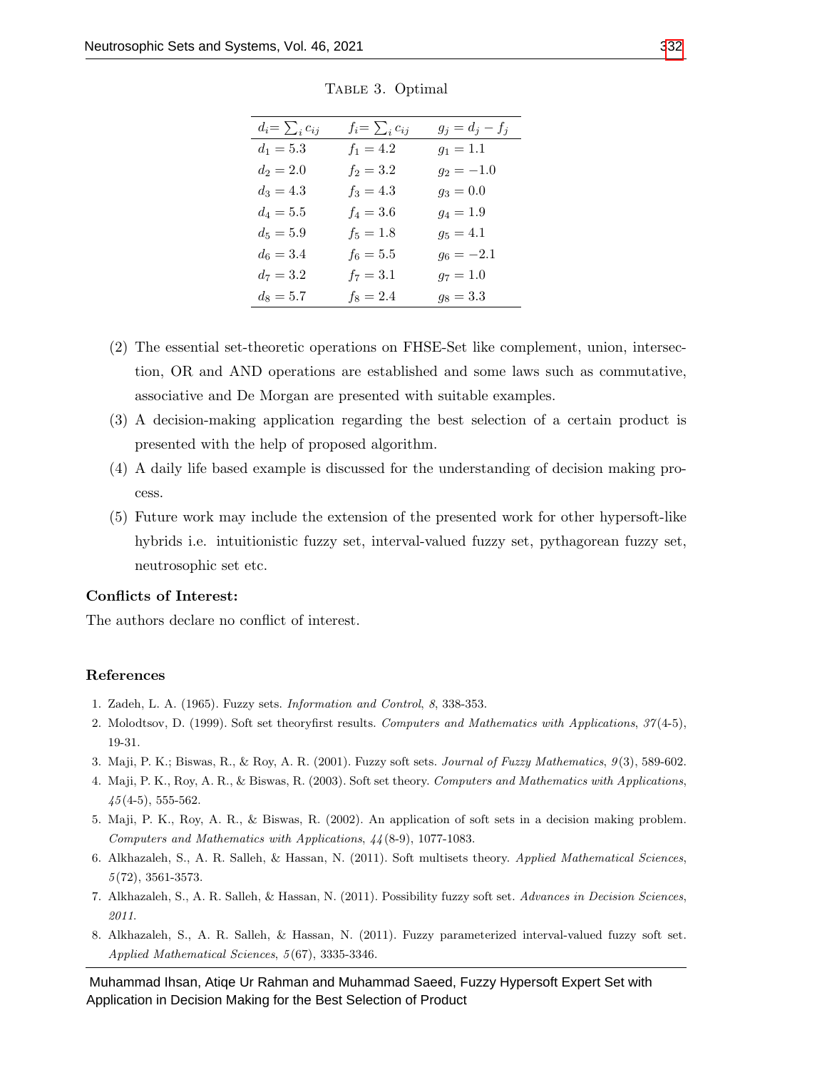Table 3. Optimal

| $d_i = \sum_i c_{ij}$ | $f_i = \sum_i c_{ij}$ | $g_j = d_j - f_j$ |
|---|---|---|
| $d_1 = 5.3$ | $f_1 = 4.2$ | $g_1 = 1.1$ |
| $d_2 = 2.0$ | $f_2 = 3.2$ | $g_2 = -1.0$ |
| $d_3 = 4.3$ | $f_3 = 4.3$ | $g_3 = 0.0$ |
| $d_4 = 5.5$ | $f_4 = 3.6$ | $g_4 = 1.9$ |
| $d_5 = 5.9$ | $f_5 = 1.8$ | $g_5 = 4.1$ |
| $d_6 = 3.4$ | $f_6 = 5.5$ | $g_6 = -2.1$ |
| $d_7 = 3.2$ | $f_7 = 3.1$ | $g_7 = 1.0$ |
| $d_8 = 5.7$ | $f_8 = 2.4$ | $g_8 = 3.3$ |

(2) The essential set-theoretic operations on FHSE-Set like complement, union, intersection, OR and AND operations are established and some laws such as commutative, associative and De Morgan are presented with suitable examples.

(3) A decision-making application regarding the best selection of a certain product is presented with the help of proposed algorithm.

(4) A daily life based example is discussed for the understanding of decision making process.

(5) Future work may include the extension of the presented work for other hypersoft-like hybrids i.e. intuitionistic fuzzy set, interval-valued fuzzy set, pythagorean fuzzy set, neutrosophic set etc.

**Conflicts of Interest:**

The authors declare no conflict of interest.

## References

1. Zadeh, L. A. (1965). Fuzzy sets. *Information and Control*, *8*, 338-353.
2. Molodtsov, D. (1999). Soft set theoryfirst results. *Computers and Mathematics with Applications*, *37*(4-5), 19-31.
3. Maji, P. K.; Biswas, R., & Roy, A. R. (2001). Fuzzy soft sets. *Journal of Fuzzy Mathematics*, *9*(3), 589-602.
4. Maji, P. K., Roy, A. R., & Biswas, R. (2003). Soft set theory. *Computers and Mathematics with Applications*, *45*(4-5), 555-562.
5. Maji, P. K., Roy, A. R., & Biswas, R. (2002). An application of soft sets in a decision making problem. *Computers and Mathematics with Applications*, *44*(8-9), 1077-1083.
6. Alkhazaleh, S., A. R. Salleh, & Hassan, N. (2011). Soft multisets theory. *Applied Mathematical Sciences*, *5*(72), 3561-3573.
7. Alkhazaleh, S., A. R. Salleh, & Hassan, N. (2011). Possibility fuzzy soft set. *Advances in Decision Sciences*, *2011*.
8. Alkhazaleh, S., A. R. Salleh, & Hassan, N. (2011). Fuzzy parameterized interval-valued fuzzy soft set. *Applied Mathematical Sciences*, *5*(67), 3335-3346.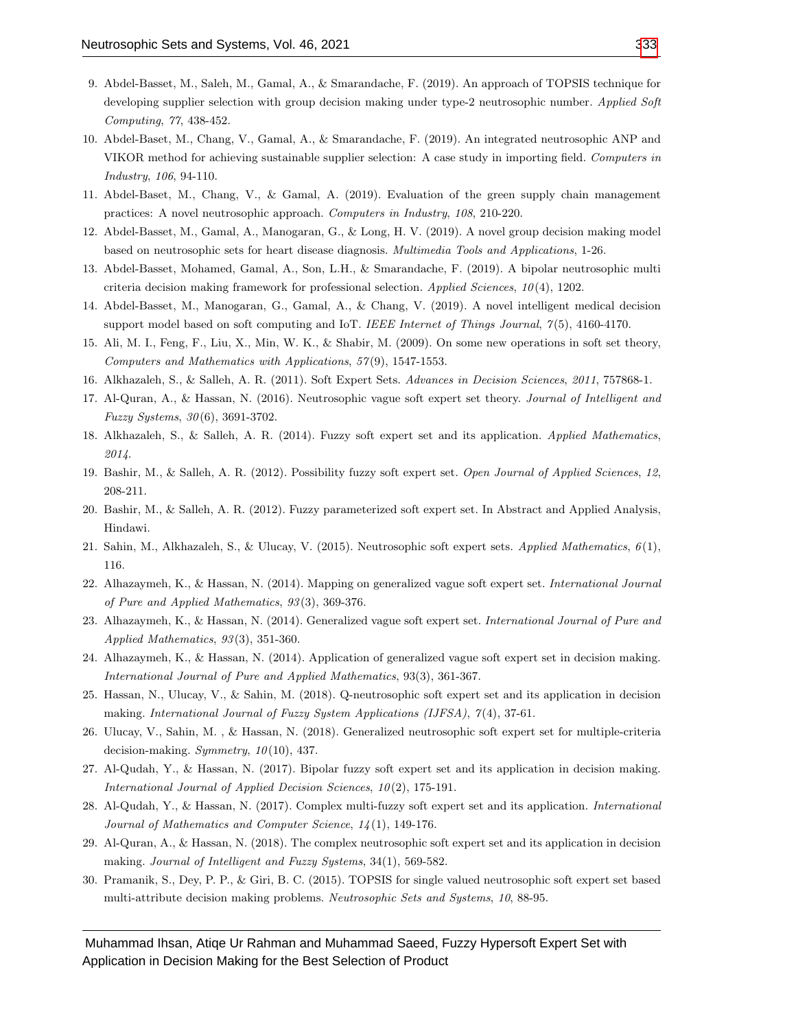9. Abdel-Basset, M., Saleh, M., Gamal, A., & Smarandache, F. (2019). An approach of TOPSIS technique for developing supplier selection with group decision making under type-2 neutrosophic number. *Applied Soft Computing*, *77*, 438-452.
10. Abdel-Baset, M., Chang, V., Gamal, A., & Smarandache, F. (2019). An integrated neutrosophic ANP and VIKOR method for achieving sustainable supplier selection: A case study in importing field. *Computers in Industry*, *106*, 94-110.
11. Abdel-Baset, M., Chang, V., & Gamal, A. (2019). Evaluation of the green supply chain management practices: A novel neutrosophic approach. *Computers in Industry*, *108*, 210-220.
12. Abdel-Basset, M., Gamal, A., Manogaran, G., & Long, H. V. (2019). A novel group decision making model based on neutrosophic sets for heart disease diagnosis. *Multimedia Tools and Applications*, 1-26.
13. Abdel-Basset, Mohamed, Gamal, A., Son, L.H., & Smarandache, F. (2019). A bipolar neutrosophic multi criteria decision making framework for professional selection. *Applied Sciences*, *10*(4), 1202.
14. Abdel-Basset, M., Manogaran, G., Gamal, A., & Chang, V. (2019). A novel intelligent medical decision support model based on soft computing and IoT. *IEEE Internet of Things Journal*, *7*(5), 4160-4170.
15. Ali, M. I., Feng, F., Liu, X., Min, W. K., & Shabir, M. (2009). On some new operations in soft set theory, *Computers and Mathematics with Applications*, *57*(9), 1547-1553.
16. Alkhazaleh, S., & Salleh, A. R. (2011). Soft Expert Sets. *Advances in Decision Sciences*, *2011*, 757868-1.
17. Al-Quran, A., & Hassan, N. (2016). Neutrosophic vague soft expert set theory. *Journal of Intelligent and Fuzzy Systems*, *30*(6), 3691-3702.
18. Alkhazaleh, S., & Salleh, A. R. (2014). Fuzzy soft expert set and its application. *Applied Mathematics*, *2014*.
19. Bashir, M., & Salleh, A. R. (2012). Possibility fuzzy soft expert set. *Open Journal of Applied Sciences*, *12*, 208-211.
20. Bashir, M., & Salleh, A. R. (2012). Fuzzy parameterized soft expert set. In Abstract and Applied Analysis, Hindawi.
21. Sahin, M., Alkhazaleh, S., & Ulucay, V. (2015). Neutrosophic soft expert sets. *Applied Mathematics*, *6*(1), 116.
22. Alhazaymeh, K., & Hassan, N. (2014). Mapping on generalized vague soft expert set. *International Journal of Pure and Applied Mathematics*, *93*(3), 369-376.
23. Alhazaymeh, K., & Hassan, N. (2014). Generalized vague soft expert set. *International Journal of Pure and Applied Mathematics*, *93*(3), 351-360.
24. Alhazaymeh, K., & Hassan, N. (2014). Application of generalized vague soft expert set in decision making. *International Journal of Pure and Applied Mathematics*, 93(3), 361-367.
25. Hassan, N., Ulucay, V., & Sahin, M. (2018). Q-neutrosophic soft expert set and its application in decision making. *International Journal of Fuzzy System Applications (IJFSA)*, *7*(4), 37-61.
26. Ulucay, V., Sahin, M. , & Hassan, N. (2018). Generalized neutrosophic soft expert set for multiple-criteria decision-making. *Symmetry*, *10*(10), 437.
27. Al-Qudah, Y., & Hassan, N. (2017). Bipolar fuzzy soft expert set and its application in decision making. *International Journal of Applied Decision Sciences*, *10*(2), 175-191.
28. Al-Qudah, Y., & Hassan, N. (2017). Complex multi-fuzzy soft expert set and its application. *International Journal of Mathematics and Computer Science*, *14*(1), 149-176.
29. Al-Quran, A., & Hassan, N. (2018). The complex neutrosophic soft expert set and its application in decision making. *Journal of Intelligent and Fuzzy Systems*, 34(1), 569-582.
30. Pramanik, S., Dey, P. P., & Giri, B. C. (2015). TOPSIS for single valued neutrosophic soft expert set based multi-attribute decision making problems. *Neutrosophic Sets and Systems*, *10*, 88-95.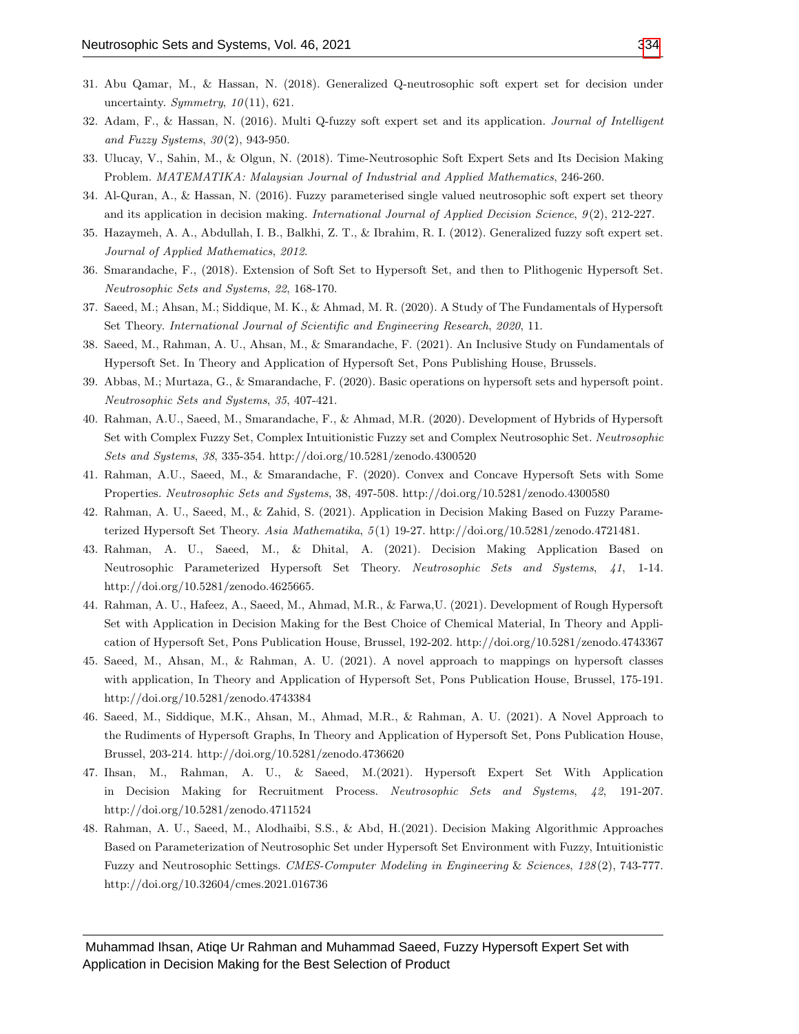31. Abu Qamar, M., & Hassan, N. (2018). Generalized Q-neutrosophic soft expert set for decision under uncertainty. *Symmetry*, *10*(11), 621.
32. Adam, F., & Hassan, N. (2016). Multi Q-fuzzy soft expert set and its application. *Journal of Intelligent and Fuzzy Systems*, *30*(2), 943-950.
33. Ulucay, V., Sahin, M., & Olgun, N. (2018). Time-Neutrosophic Soft Expert Sets and Its Decision Making Problem. *MATEMATIKA: Malaysian Journal of Industrial and Applied Mathematics*, 246-260.
34. Al-Quran, A., & Hassan, N. (2016). Fuzzy parameterised single valued neutrosophic soft expert set theory and its application in decision making. *International Journal of Applied Decision Science*, *9*(2), 212-227.
35. Hazaymeh, A. A., Abdullah, I. B., Balkhi, Z. T., & Ibrahim, R. I. (2012). Generalized fuzzy soft expert set. *Journal of Applied Mathematics*, *2012*.
36. Smarandache, F., (2018). Extension of Soft Set to Hypersoft Set, and then to Plithogenic Hypersoft Set. *Neutrosophic Sets and Systems*, *22*, 168-170.
37. Saeed, M.; Ahsan, M.; Siddique, M. K., & Ahmad, M. R. (2020). A Study of The Fundamentals of Hypersoft Set Theory. *International Journal of Scientific and Engineering Research*, *2020*, 11.
38. Saeed, M., Rahman, A. U., Ahsan, M., & Smarandache, F. (2021). An Inclusive Study on Fundamentals of Hypersoft Set. In Theory and Application of Hypersoft Set, Pons Publishing House, Brussels.
39. Abbas, M.; Murtaza, G., & Smarandache, F. (2020). Basic operations on hypersoft sets and hypersoft point. *Neutrosophic Sets and Systems*, *35*, 407-421.
40. Rahman, A.U., Saeed, M., Smarandache, F., & Ahmad, M.R. (2020). Development of Hybrids of Hypersoft Set with Complex Fuzzy Set, Complex Intuitionistic Fuzzy set and Complex Neutrosophic Set. *Neutrosophic Sets and Systems*, *38*, 335-354. http://doi.org/10.5281/zenodo.4300520
41. Rahman, A.U., Saeed, M., & Smarandache, F. (2020). Convex and Concave Hypersoft Sets with Some Properties. *Neutrosophic Sets and Systems*, 38, 497-508. http://doi.org/10.5281/zenodo.4300580
42. Rahman, A. U., Saeed, M., & Zahid, S. (2021). Application in Decision Making Based on Fuzzy Parameterized Hypersoft Set Theory. *Asia Mathematika*, *5*(1) 19-27. http://doi.org/10.5281/zenodo.4721481.
43. Rahman, A. U., Saeed, M., & Dhital, A. (2021). Decision Making Application Based on Neutrosophic Parameterized Hypersoft Set Theory. *Neutrosophic Sets and Systems*, *41*, 1-14. http://doi.org/10.5281/zenodo.4625665.
44. Rahman, A. U., Hafeez, A., Saeed, M., Ahmad, M.R., & Farwa,U. (2021). Development of Rough Hypersoft Set with Application in Decision Making for the Best Choice of Chemical Material, In Theory and Application of Hypersoft Set, Pons Publication House, Brussel, 192-202. http://doi.org/10.5281/zenodo.4743367
45. Saeed, M., Ahsan, M., & Rahman, A. U. (2021). A novel approach to mappings on hypersoft classes with application, In Theory and Application of Hypersoft Set, Pons Publication House, Brussel, 175-191. http://doi.org/10.5281/zenodo.4743384
46. Saeed, M., Siddique, M.K., Ahsan, M., Ahmad, M.R., & Rahman, A. U. (2021). A Novel Approach to the Rudiments of Hypersoft Graphs, In Theory and Application of Hypersoft Set, Pons Publication House, Brussel, 203-214. http://doi.org/10.5281/zenodo.4736620
47. Ihsan, M., Rahman, A. U., & Saeed, M.(2021). Hypersoft Expert Set With Application in Decision Making for Recruitment Process. *Neutrosophic Sets and Systems*, *42*, 191-207. http://doi.org/10.5281/zenodo.4711524
48. Rahman, A. U., Saeed, M., Alodhaibi, S.S., & Abd, H.(2021). Decision Making Algorithmic Approaches Based on Parameterization of Neutrosophic Set under Hypersoft Set Environment with Fuzzy, Intuitionistic Fuzzy and Neutrosophic Settings. *CMES-Computer Modeling in Engineering & Sciences*, *128*(2), 743-777. http://doi.org/10.32604/cmes.2021.016736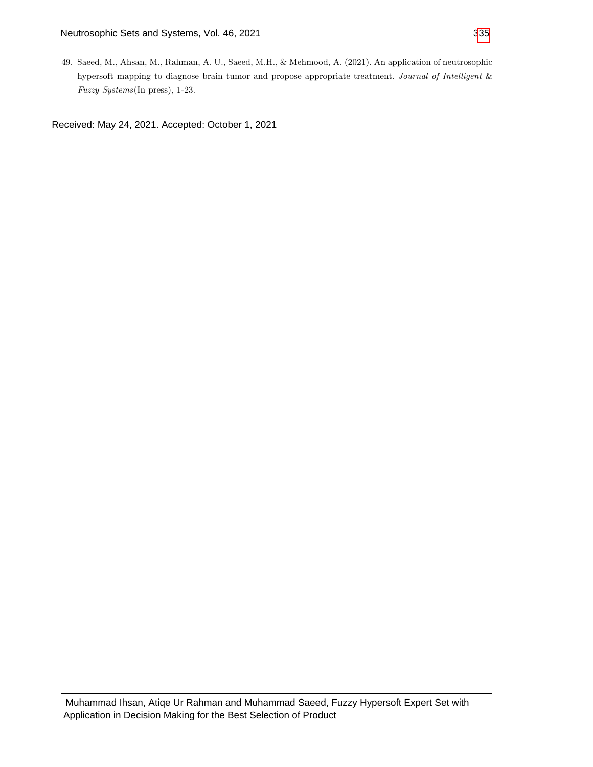49. Saeed, M., Ahsan, M., Rahman, A. U., Saeed, M.H., & Mehmood, A. (2021). An application of neutrosophic hypersoft mapping to diagnose brain tumor and propose appropriate treatment. *Journal of Intelligent & Fuzzy Systems*(In press), 1-23.

Received: May 24, 2021. Accepted: October 1, 2021